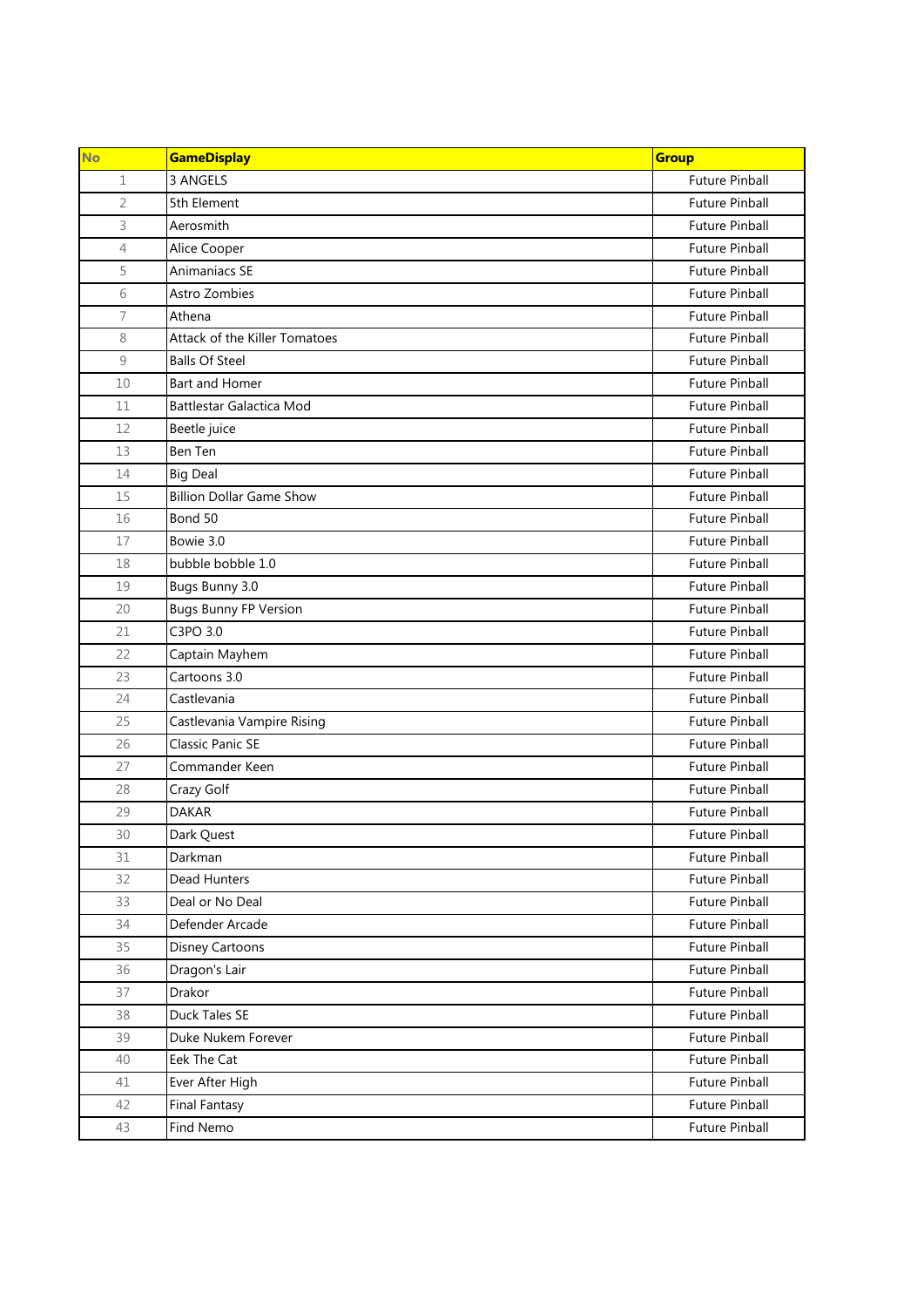| No | GameDisplay | Group |
|---|---|---|
| 1 | 3 ANGELS | Future Pinball |
| 2 | 5th Element | Future Pinball |
| 3 | Aerosmith | Future Pinball |
| 4 | Alice Cooper | Future Pinball |
| 5 | Animaniacs SE | Future Pinball |
| 6 | Astro Zombies | Future Pinball |
| 7 | Athena | Future Pinball |
| 8 | Attack of the Killer Tomatoes | Future Pinball |
| 9 | Balls Of Steel | Future Pinball |
| 10 | Bart and Homer | Future Pinball |
| 11 | Battlestar Galactica Mod | Future Pinball |
| 12 | Beetle juice | Future Pinball |
| 13 | Ben Ten | Future Pinball |
| 14 | Big Deal | Future Pinball |
| 15 | Billion Dollar Game Show | Future Pinball |
| 16 | Bond 50 | Future Pinball |
| 17 | Bowie 3.0 | Future Pinball |
| 18 | bubble bobble 1.0 | Future Pinball |
| 19 | Bugs Bunny 3.0 | Future Pinball |
| 20 | Bugs Bunny FP Version | Future Pinball |
| 21 | C3PO 3.0 | Future Pinball |
| 22 | Captain Mayhem | Future Pinball |
| 23 | Cartoons 3.0 | Future Pinball |
| 24 | Castlevania | Future Pinball |
| 25 | Castlevania Vampire Rising | Future Pinball |
| 26 | Classic Panic SE | Future Pinball |
| 27 | Commander Keen | Future Pinball |
| 28 | Crazy Golf | Future Pinball |
| 29 | DAKAR | Future Pinball |
| 30 | Dark Quest | Future Pinball |
| 31 | Darkman | Future Pinball |
| 32 | Dead Hunters | Future Pinball |
| 33 | Deal or No Deal | Future Pinball |
| 34 | Defender Arcade | Future Pinball |
| 35 | Disney Cartoons | Future Pinball |
| 36 | Dragon's Lair | Future Pinball |
| 37 | Drakor | Future Pinball |
| 38 | Duck Tales SE | Future Pinball |
| 39 | Duke Nukem Forever | Future Pinball |
| 40 | Eek The Cat | Future Pinball |
| 41 | Ever After High | Future Pinball |
| 42 | Final Fantasy | Future Pinball |
| 43 | Find Nemo | Future Pinball |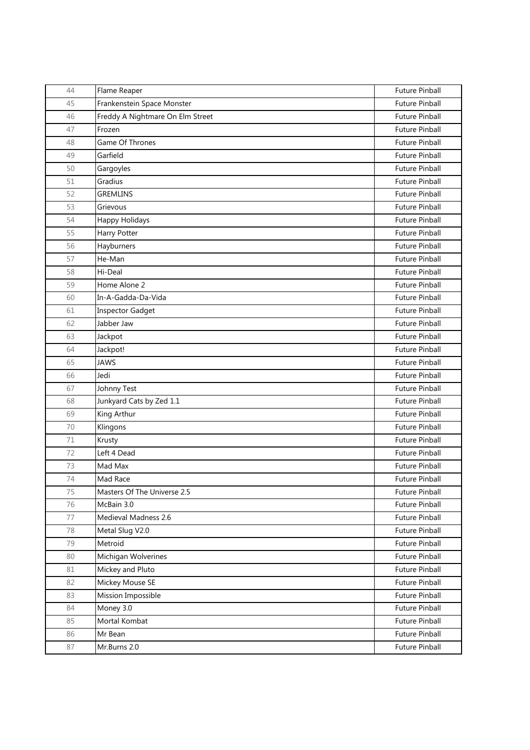| 44 | Flame Reaper | Future Pinball |
|---|---|---|
| 45 | Frankenstein Space Monster | Future Pinball |
| 46 | Freddy A Nightmare On Elm Street | Future Pinball |
| 47 | Frozen | Future Pinball |
| 48 | Game Of Thrones | Future Pinball |
| 49 | Garfield | Future Pinball |
| 50 | Gargoyles | Future Pinball |
| 51 | Gradius | Future Pinball |
| 52 | GREMLINS | Future Pinball |
| 53 | Grievous | Future Pinball |
| 54 | Happy Holidays | Future Pinball |
| 55 | Harry Potter | Future Pinball |
| 56 | Hayburners | Future Pinball |
| 57 | He-Man | Future Pinball |
| 58 | Hi-Deal | Future Pinball |
| 59 | Home Alone 2 | Future Pinball |
| 60 | In-A-Gadda-Da-Vida | Future Pinball |
| 61 | Inspector Gadget | Future Pinball |
| 62 | Jabber Jaw | Future Pinball |
| 63 | Jackpot | Future Pinball |
| 64 | Jackpot! | Future Pinball |
| 65 | JAWS | Future Pinball |
| 66 | Jedi | Future Pinball |
| 67 | Johnny Test | Future Pinball |
| 68 | Junkyard Cats by Zed 1.1 | Future Pinball |
| 69 | King Arthur | Future Pinball |
| 70 | Klingons | Future Pinball |
| 71 | Krusty | Future Pinball |
| 72 | Left 4 Dead | Future Pinball |
| 73 | Mad Max | Future Pinball |
| 74 | Mad Race | Future Pinball |
| 75 | Masters Of The Universe 2.5 | Future Pinball |
| 76 | McBain 3.0 | Future Pinball |
| 77 | Medieval Madness 2.6 | Future Pinball |
| 78 | Metal Slug V2.0 | Future Pinball |
| 79 | Metroid | Future Pinball |
| 80 | Michigan Wolverines | Future Pinball |
| 81 | Mickey and Pluto | Future Pinball |
| 82 | Mickey Mouse SE | Future Pinball |
| 83 | Mission Impossible | Future Pinball |
| 84 | Money 3.0 | Future Pinball |
| 85 | Mortal Kombat | Future Pinball |
| 86 | Mr Bean | Future Pinball |
| 87 | Mr.Burns 2.0 | Future Pinball |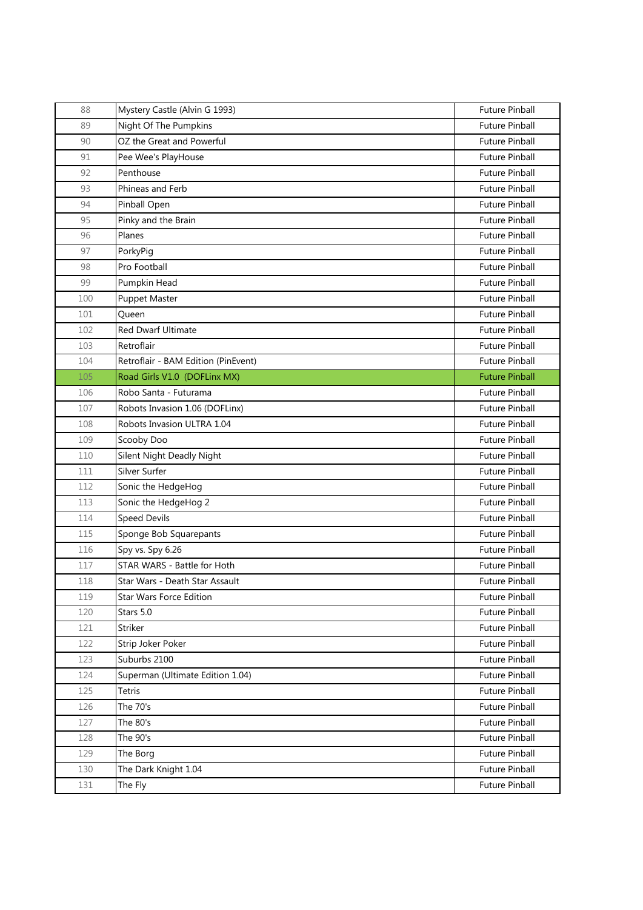| 88 | Mystery Castle (Alvin G 1993) | Future Pinball |
|---|---|---|
| 89 | Night Of The Pumpkins | Future Pinball |
| 90 | OZ the Great and Powerful | Future Pinball |
| 91 | Pee Wee's PlayHouse | Future Pinball |
| 92 | Penthouse | Future Pinball |
| 93 | Phineas and Ferb | Future Pinball |
| 94 | Pinball Open | Future Pinball |
| 95 | Pinky and the Brain | Future Pinball |
| 96 | Planes | Future Pinball |
| 97 | PorkyPig | Future Pinball |
| 98 | Pro Football | Future Pinball |
| 99 | Pumpkin Head | Future Pinball |
| 100 | Puppet Master | Future Pinball |
| 101 | Queen | Future Pinball |
| 102 | Red Dwarf Ultimate | Future Pinball |
| 103 | Retroflair | Future Pinball |
| 104 | Retroflair - BAM Edition (PinEvent) | Future Pinball |
| 105 | Road Girls V1.0 (DOFLinx MX) | Future Pinball |
| 106 | Robo Santa - Futurama | Future Pinball |
| 107 | Robots Invasion 1.06 (DOFLinx) | Future Pinball |
| 108 | Robots Invasion ULTRA 1.04 | Future Pinball |
| 109 | Scooby Doo | Future Pinball |
| 110 | Silent Night Deadly Night | Future Pinball |
| 111 | Silver Surfer | Future Pinball |
| 112 | Sonic the HedgeHog | Future Pinball |
| 113 | Sonic the HedgeHog 2 | Future Pinball |
| 114 | Speed Devils | Future Pinball |
| 115 | Sponge Bob Squarepants | Future Pinball |
| 116 | Spy vs. Spy 6.26 | Future Pinball |
| 117 | STAR WARS - Battle for Hoth | Future Pinball |
| 118 | Star Wars - Death Star Assault | Future Pinball |
| 119 | Star Wars Force Edition | Future Pinball |
| 120 | Stars 5.0 | Future Pinball |
| 121 | Striker | Future Pinball |
| 122 | Strip Joker Poker | Future Pinball |
| 123 | Suburbs 2100 | Future Pinball |
| 124 | Superman (Ultimate Edition 1.04) | Future Pinball |
| 125 | Tetris | Future Pinball |
| 126 | The 70's | Future Pinball |
| 127 | The 80's | Future Pinball |
| 128 | The 90's | Future Pinball |
| 129 | The Borg | Future Pinball |
| 130 | The Dark Knight 1.04 | Future Pinball |
| 131 | The Fly | Future Pinball |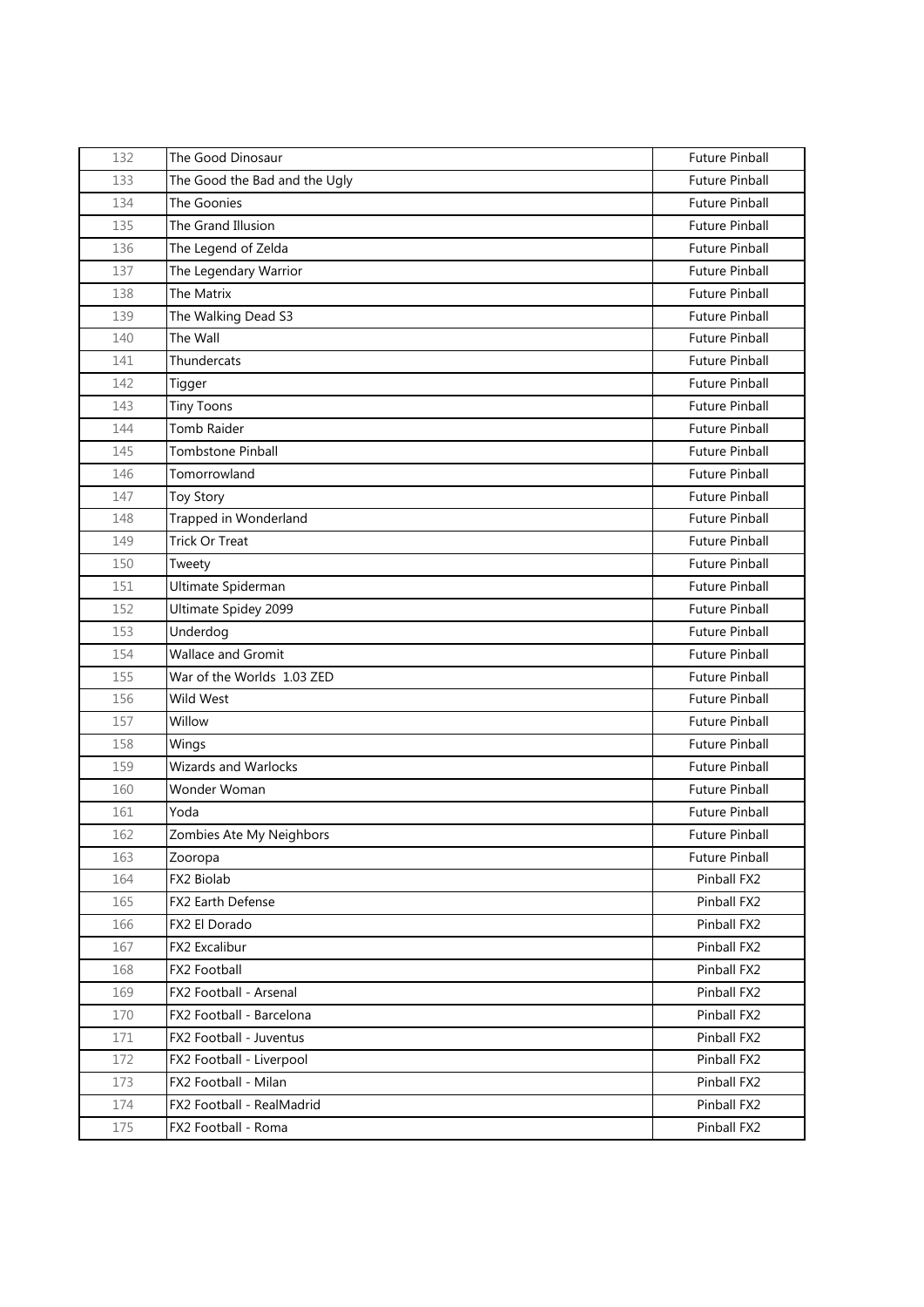| 132 | The Good Dinosaur | Future Pinball |
|---|---|---|
| 133 | The Good the Bad and the Ugly | Future Pinball |
| 134 | The Goonies | Future Pinball |
| 135 | The Grand Illusion | Future Pinball |
| 136 | The Legend of Zelda | Future Pinball |
| 137 | The Legendary Warrior | Future Pinball |
| 138 | The Matrix | Future Pinball |
| 139 | The Walking Dead S3 | Future Pinball |
| 140 | The Wall | Future Pinball |
| 141 | Thundercats | Future Pinball |
| 142 | Tigger | Future Pinball |
| 143 | Tiny Toons | Future Pinball |
| 144 | Tomb Raider | Future Pinball |
| 145 | Tombstone Pinball | Future Pinball |
| 146 | Tomorrowland | Future Pinball |
| 147 | Toy Story | Future Pinball |
| 148 | Trapped in Wonderland | Future Pinball |
| 149 | Trick Or Treat | Future Pinball |
| 150 | Tweety | Future Pinball |
| 151 | Ultimate Spiderman | Future Pinball |
| 152 | Ultimate Spidey 2099 | Future Pinball |
| 153 | Underdog | Future Pinball |
| 154 | Wallace and Gromit | Future Pinball |
| 155 | War of the Worlds 1.03 ZED | Future Pinball |
| 156 | Wild West | Future Pinball |
| 157 | Willow | Future Pinball |
| 158 | Wings | Future Pinball |
| 159 | Wizards and Warlocks | Future Pinball |
| 160 | Wonder Woman | Future Pinball |
| 161 | Yoda | Future Pinball |
| 162 | Zombies Ate My Neighbors | Future Pinball |
| 163 | Zooropa | Future Pinball |
| 164 | FX2 Biolab | Pinball FX2 |
| 165 | FX2 Earth Defense | Pinball FX2 |
| 166 | FX2 El Dorado | Pinball FX2 |
| 167 | FX2 Excalibur | Pinball FX2 |
| 168 | FX2 Football | Pinball FX2 |
| 169 | FX2 Football - Arsenal | Pinball FX2 |
| 170 | FX2 Football - Barcelona | Pinball FX2 |
| 171 | FX2 Football - Juventus | Pinball FX2 |
| 172 | FX2 Football - Liverpool | Pinball FX2 |
| 173 | FX2 Football - Milan | Pinball FX2 |
| 174 | FX2 Football - RealMadrid | Pinball FX2 |
| 175 | FX2 Football - Roma | Pinball FX2 |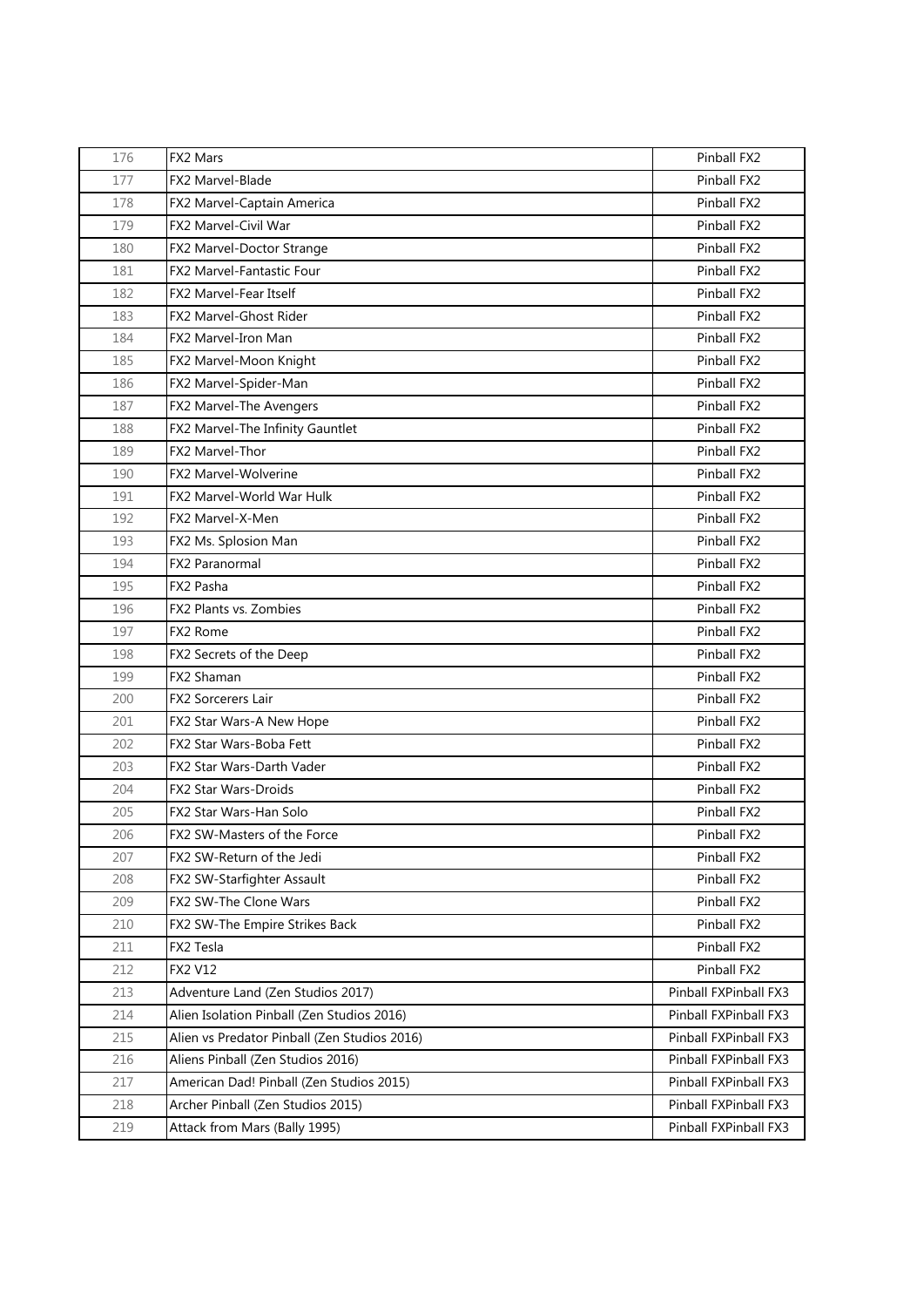| | | |
|---|---|---|
| 176 | FX2 Mars | Pinball FX2 |
| 177 | FX2 Marvel-Blade | Pinball FX2 |
| 178 | FX2 Marvel-Captain America | Pinball FX2 |
| 179 | FX2 Marvel-Civil War | Pinball FX2 |
| 180 | FX2 Marvel-Doctor Strange | Pinball FX2 |
| 181 | FX2 Marvel-Fantastic Four | Pinball FX2 |
| 182 | FX2 Marvel-Fear Itself | Pinball FX2 |
| 183 | FX2 Marvel-Ghost Rider | Pinball FX2 |
| 184 | FX2 Marvel-Iron Man | Pinball FX2 |
| 185 | FX2 Marvel-Moon Knight | Pinball FX2 |
| 186 | FX2 Marvel-Spider-Man | Pinball FX2 |
| 187 | FX2 Marvel-The Avengers | Pinball FX2 |
| 188 | FX2 Marvel-The Infinity Gauntlet | Pinball FX2 |
| 189 | FX2 Marvel-Thor | Pinball FX2 |
| 190 | FX2 Marvel-Wolverine | Pinball FX2 |
| 191 | FX2 Marvel-World War Hulk | Pinball FX2 |
| 192 | FX2 Marvel-X-Men | Pinball FX2 |
| 193 | FX2 Ms. Splosion Man | Pinball FX2 |
| 194 | FX2 Paranormal | Pinball FX2 |
| 195 | FX2 Pasha | Pinball FX2 |
| 196 | FX2 Plants vs. Zombies | Pinball FX2 |
| 197 | FX2 Rome | Pinball FX2 |
| 198 | FX2 Secrets of the Deep | Pinball FX2 |
| 199 | FX2 Shaman | Pinball FX2 |
| 200 | FX2 Sorcerers Lair | Pinball FX2 |
| 201 | FX2 Star Wars-A New Hope | Pinball FX2 |
| 202 | FX2 Star Wars-Boba Fett | Pinball FX2 |
| 203 | FX2 Star Wars-Darth Vader | Pinball FX2 |
| 204 | FX2 Star Wars-Droids | Pinball FX2 |
| 205 | FX2 Star Wars-Han Solo | Pinball FX2 |
| 206 | FX2 SW-Masters of the Force | Pinball FX2 |
| 207 | FX2 SW-Return of the Jedi | Pinball FX2 |
| 208 | FX2 SW-Starfighter Assault | Pinball FX2 |
| 209 | FX2 SW-The Clone Wars | Pinball FX2 |
| 210 | FX2 SW-The Empire Strikes Back | Pinball FX2 |
| 211 | FX2 Tesla | Pinball FX2 |
| 212 | FX2 V12 | Pinball FX2 |
| 213 | Adventure Land (Zen Studios 2017) | Pinball FXPinball FX3 |
| 214 | Alien Isolation Pinball (Zen Studios 2016) | Pinball FXPinball FX3 |
| 215 | Alien vs Predator Pinball (Zen Studios 2016) | Pinball FXPinball FX3 |
| 216 | Aliens Pinball (Zen Studios 2016) | Pinball FXPinball FX3 |
| 217 | American Dad! Pinball (Zen Studios 2015) | Pinball FXPinball FX3 |
| 218 | Archer Pinball (Zen Studios 2015) | Pinball FXPinball FX3 |
| 219 | Attack from Mars (Bally 1995) | Pinball FXPinball FX3 |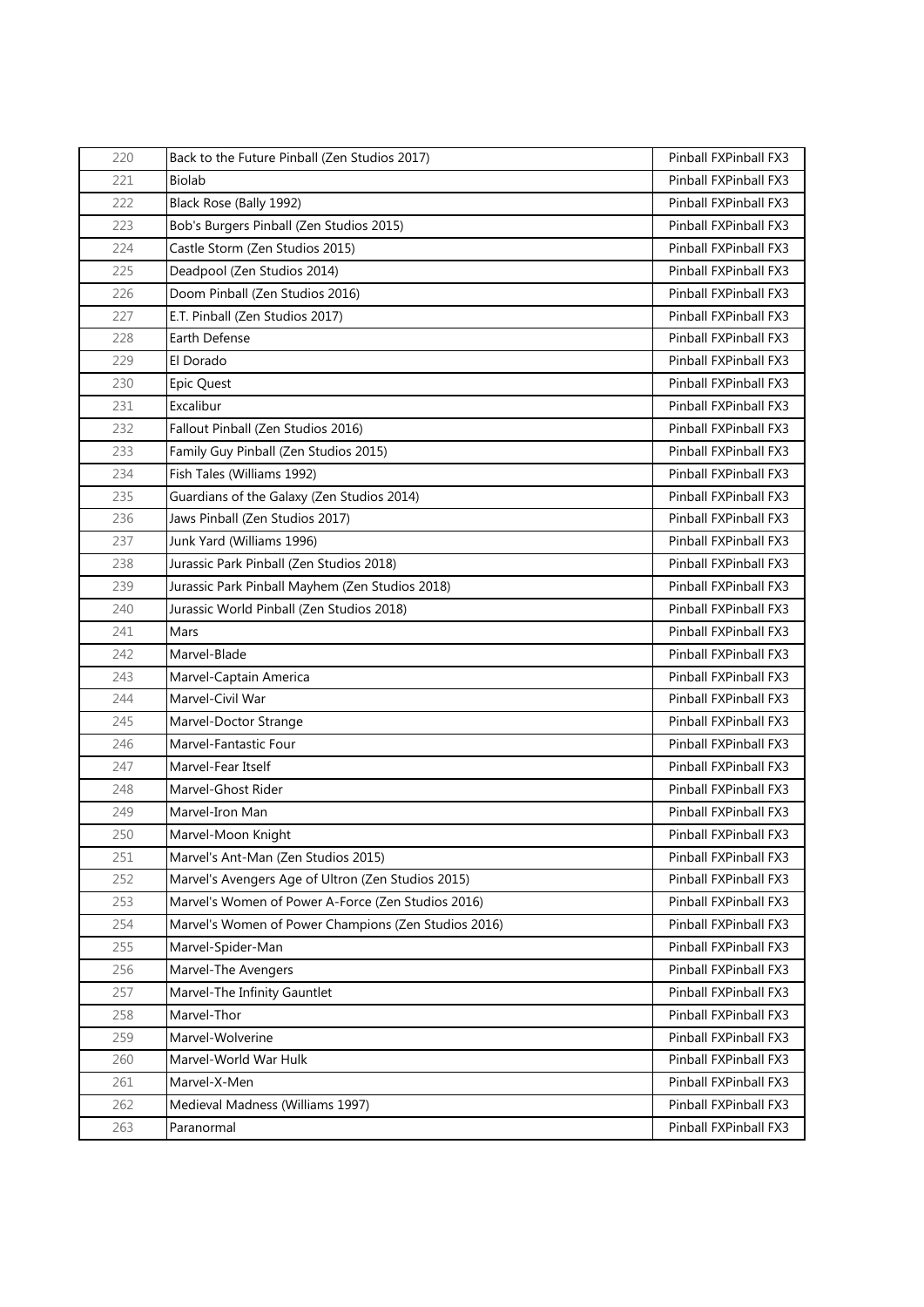| 220 | Back to the Future Pinball (Zen Studios 2017) | Pinball FXPinball FX3 |
|---|---|---|
| 221 | Biolab | Pinball FXPinball FX3 |
| 222 | Black Rose (Bally 1992) | Pinball FXPinball FX3 |
| 223 | Bob's Burgers Pinball (Zen Studios 2015) | Pinball FXPinball FX3 |
| 224 | Castle Storm (Zen Studios 2015) | Pinball FXPinball FX3 |
| 225 | Deadpool (Zen Studios 2014) | Pinball FXPinball FX3 |
| 226 | Doom Pinball (Zen Studios 2016) | Pinball FXPinball FX3 |
| 227 | E.T. Pinball (Zen Studios 2017) | Pinball FXPinball FX3 |
| 228 | Earth Defense | Pinball FXPinball FX3 |
| 229 | El Dorado | Pinball FXPinball FX3 |
| 230 | Epic Quest | Pinball FXPinball FX3 |
| 231 | Excalibur | Pinball FXPinball FX3 |
| 232 | Fallout Pinball (Zen Studios 2016) | Pinball FXPinball FX3 |
| 233 | Family Guy Pinball (Zen Studios 2015) | Pinball FXPinball FX3 |
| 234 | Fish Tales (Williams 1992) | Pinball FXPinball FX3 |
| 235 | Guardians of the Galaxy (Zen Studios 2014) | Pinball FXPinball FX3 |
| 236 | Jaws Pinball (Zen Studios 2017) | Pinball FXPinball FX3 |
| 237 | Junk Yard (Williams 1996) | Pinball FXPinball FX3 |
| 238 | Jurassic Park Pinball (Zen Studios 2018) | Pinball FXPinball FX3 |
| 239 | Jurassic Park Pinball Mayhem (Zen Studios 2018) | Pinball FXPinball FX3 |
| 240 | Jurassic World Pinball (Zen Studios 2018) | Pinball FXPinball FX3 |
| 241 | Mars | Pinball FXPinball FX3 |
| 242 | Marvel-Blade | Pinball FXPinball FX3 |
| 243 | Marvel-Captain America | Pinball FXPinball FX3 |
| 244 | Marvel-Civil War | Pinball FXPinball FX3 |
| 245 | Marvel-Doctor Strange | Pinball FXPinball FX3 |
| 246 | Marvel-Fantastic Four | Pinball FXPinball FX3 |
| 247 | Marvel-Fear Itself | Pinball FXPinball FX3 |
| 248 | Marvel-Ghost Rider | Pinball FXPinball FX3 |
| 249 | Marvel-Iron Man | Pinball FXPinball FX3 |
| 250 | Marvel-Moon Knight | Pinball FXPinball FX3 |
| 251 | Marvel's Ant-Man (Zen Studios 2015) | Pinball FXPinball FX3 |
| 252 | Marvel's Avengers Age of Ultron (Zen Studios 2015) | Pinball FXPinball FX3 |
| 253 | Marvel's Women of Power A-Force (Zen Studios 2016) | Pinball FXPinball FX3 |
| 254 | Marvel's Women of Power Champions (Zen Studios 2016) | Pinball FXPinball FX3 |
| 255 | Marvel-Spider-Man | Pinball FXPinball FX3 |
| 256 | Marvel-The Avengers | Pinball FXPinball FX3 |
| 257 | Marvel-The Infinity Gauntlet | Pinball FXPinball FX3 |
| 258 | Marvel-Thor | Pinball FXPinball FX3 |
| 259 | Marvel-Wolverine | Pinball FXPinball FX3 |
| 260 | Marvel-World War Hulk | Pinball FXPinball FX3 |
| 261 | Marvel-X-Men | Pinball FXPinball FX3 |
| 262 | Medieval Madness (Williams 1997) | Pinball FXPinball FX3 |
| 263 | Paranormal | Pinball FXPinball FX3 |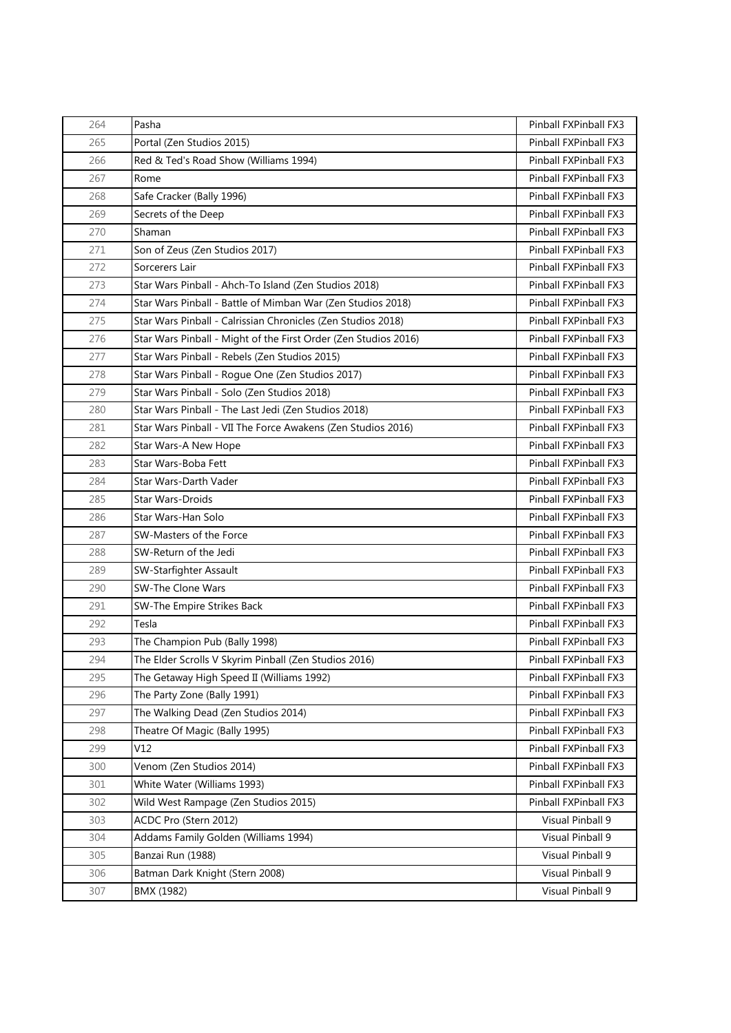| 264 | Pasha | Pinball FXPinball FX3 |
|---|---|---|
| 265 | Portal (Zen Studios 2015) | Pinball FXPinball FX3 |
| 266 | Red & Ted's Road Show (Williams 1994) | Pinball FXPinball FX3 |
| 267 | Rome | Pinball FXPinball FX3 |
| 268 | Safe Cracker (Bally 1996) | Pinball FXPinball FX3 |
| 269 | Secrets of the Deep | Pinball FXPinball FX3 |
| 270 | Shaman | Pinball FXPinball FX3 |
| 271 | Son of Zeus (Zen Studios 2017) | Pinball FXPinball FX3 |
| 272 | Sorcerers Lair | Pinball FXPinball FX3 |
| 273 | Star Wars Pinball - Ahch-To Island (Zen Studios 2018) | Pinball FXPinball FX3 |
| 274 | Star Wars Pinball - Battle of Mimban War (Zen Studios 2018) | Pinball FXPinball FX3 |
| 275 | Star Wars Pinball - Calrissian Chronicles (Zen Studios 2018) | Pinball FXPinball FX3 |
| 276 | Star Wars Pinball - Might of the First Order (Zen Studios 2016) | Pinball FXPinball FX3 |
| 277 | Star Wars Pinball - Rebels (Zen Studios 2015) | Pinball FXPinball FX3 |
| 278 | Star Wars Pinball - Rogue One (Zen Studios 2017) | Pinball FXPinball FX3 |
| 279 | Star Wars Pinball - Solo (Zen Studios 2018) | Pinball FXPinball FX3 |
| 280 | Star Wars Pinball - The Last Jedi (Zen Studios 2018) | Pinball FXPinball FX3 |
| 281 | Star Wars Pinball - VII The Force Awakens (Zen Studios 2016) | Pinball FXPinball FX3 |
| 282 | Star Wars-A New Hope | Pinball FXPinball FX3 |
| 283 | Star Wars-Boba Fett | Pinball FXPinball FX3 |
| 284 | Star Wars-Darth Vader | Pinball FXPinball FX3 |
| 285 | Star Wars-Droids | Pinball FXPinball FX3 |
| 286 | Star Wars-Han Solo | Pinball FXPinball FX3 |
| 287 | SW-Masters of the Force | Pinball FXPinball FX3 |
| 288 | SW-Return of the Jedi | Pinball FXPinball FX3 |
| 289 | SW-Starfighter Assault | Pinball FXPinball FX3 |
| 290 | SW-The Clone Wars | Pinball FXPinball FX3 |
| 291 | SW-The Empire Strikes Back | Pinball FXPinball FX3 |
| 292 | Tesla | Pinball FXPinball FX3 |
| 293 | The Champion Pub (Bally 1998) | Pinball FXPinball FX3 |
| 294 | The Elder Scrolls V Skyrim Pinball (Zen Studios 2016) | Pinball FXPinball FX3 |
| 295 | The Getaway High Speed II (Williams 1992) | Pinball FXPinball FX3 |
| 296 | The Party Zone (Bally 1991) | Pinball FXPinball FX3 |
| 297 | The Walking Dead (Zen Studios 2014) | Pinball FXPinball FX3 |
| 298 | Theatre Of Magic (Bally 1995) | Pinball FXPinball FX3 |
| 299 | V12 | Pinball FXPinball FX3 |
| 300 | Venom (Zen Studios 2014) | Pinball FXPinball FX3 |
| 301 | White Water (Williams 1993) | Pinball FXPinball FX3 |
| 302 | Wild West Rampage (Zen Studios 2015) | Pinball FXPinball FX3 |
| 303 | ACDC Pro (Stern 2012) | Visual Pinball 9 |
| 304 | Addams Family Golden (Williams 1994) | Visual Pinball 9 |
| 305 | Banzai Run (1988) | Visual Pinball 9 |
| 306 | Batman Dark Knight (Stern 2008) | Visual Pinball 9 |
| 307 | BMX (1982) | Visual Pinball 9 |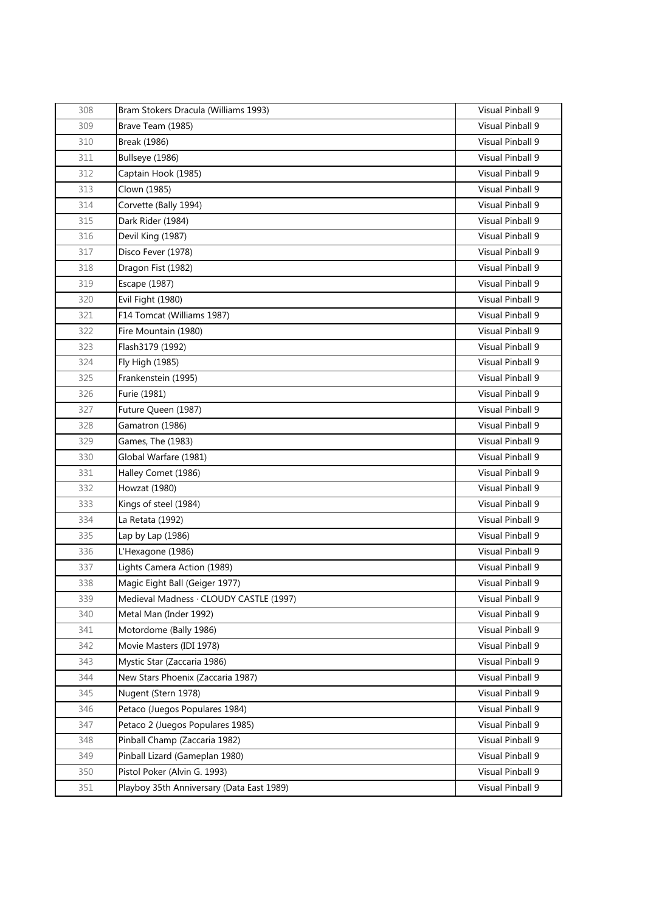| 308 | Bram Stokers Dracula (Williams 1993) | Visual Pinball 9 |
|---|---|---|
| 309 | Brave Team (1985) | Visual Pinball 9 |
| 310 | Break (1986) | Visual Pinball 9 |
| 311 | Bullseye (1986) | Visual Pinball 9 |
| 312 | Captain Hook (1985) | Visual Pinball 9 |
| 313 | Clown (1985) | Visual Pinball 9 |
| 314 | Corvette (Bally 1994) | Visual Pinball 9 |
| 315 | Dark Rider (1984) | Visual Pinball 9 |
| 316 | Devil King (1987) | Visual Pinball 9 |
| 317 | Disco Fever (1978) | Visual Pinball 9 |
| 318 | Dragon Fist (1982) | Visual Pinball 9 |
| 319 | Escape (1987) | Visual Pinball 9 |
| 320 | Evil Fight (1980) | Visual Pinball 9 |
| 321 | F14 Tomcat (Williams 1987) | Visual Pinball 9 |
| 322 | Fire Mountain (1980) | Visual Pinball 9 |
| 323 | Flash3179 (1992) | Visual Pinball 9 |
| 324 | Fly High (1985) | Visual Pinball 9 |
| 325 | Frankenstein (1995) | Visual Pinball 9 |
| 326 | Furie (1981) | Visual Pinball 9 |
| 327 | Future Queen (1987) | Visual Pinball 9 |
| 328 | Gamatron (1986) | Visual Pinball 9 |
| 329 | Games, The (1983) | Visual Pinball 9 |
| 330 | Global Warfare (1981) | Visual Pinball 9 |
| 331 | Halley Comet (1986) | Visual Pinball 9 |
| 332 | Howzat (1980) | Visual Pinball 9 |
| 333 | Kings of steel (1984) | Visual Pinball 9 |
| 334 | La Retata (1992) | Visual Pinball 9 |
| 335 | Lap by Lap (1986) | Visual Pinball 9 |
| 336 | L'Hexagone (1986) | Visual Pinball 9 |
| 337 | Lights Camera Action (1989) | Visual Pinball 9 |
| 338 | Magic Eight Ball (Geiger 1977) | Visual Pinball 9 |
| 339 | Medieval Madness · CLOUDY CASTLE (1997) | Visual Pinball 9 |
| 340 | Metal Man (Inder 1992) | Visual Pinball 9 |
| 341 | Motordome (Bally 1986) | Visual Pinball 9 |
| 342 | Movie Masters (IDI 1978) | Visual Pinball 9 |
| 343 | Mystic Star (Zaccaria 1986) | Visual Pinball 9 |
| 344 | New Stars Phoenix (Zaccaria 1987) | Visual Pinball 9 |
| 345 | Nugent (Stern 1978) | Visual Pinball 9 |
| 346 | Petaco (Juegos Populares 1984) | Visual Pinball 9 |
| 347 | Petaco 2 (Juegos Populares 1985) | Visual Pinball 9 |
| 348 | Pinball Champ (Zaccaria 1982) | Visual Pinball 9 |
| 349 | Pinball Lizard (Gameplan 1980) | Visual Pinball 9 |
| 350 | Pistol Poker (Alvin G. 1993) | Visual Pinball 9 |
| 351 | Playboy 35th Anniversary (Data East 1989) | Visual Pinball 9 |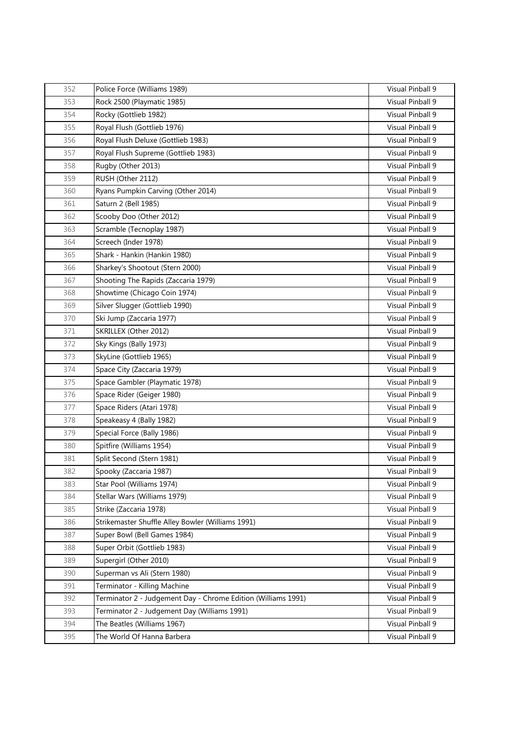| 352 | Police Force (Williams 1989) | Visual Pinball 9 |
|---|---|---|
| 353 | Rock 2500 (Playmatic 1985) | Visual Pinball 9 |
| 354 | Rocky (Gottlieb 1982) | Visual Pinball 9 |
| 355 | Royal Flush (Gottlieb 1976) | Visual Pinball 9 |
| 356 | Royal Flush Deluxe (Gottlieb 1983) | Visual Pinball 9 |
| 357 | Royal Flush Supreme (Gottlieb 1983) | Visual Pinball 9 |
| 358 | Rugby (Other 2013) | Visual Pinball 9 |
| 359 | RUSH (Other 2112) | Visual Pinball 9 |
| 360 | Ryans Pumpkin Carving (Other 2014) | Visual Pinball 9 |
| 361 | Saturn 2 (Bell 1985) | Visual Pinball 9 |
| 362 | Scooby Doo (Other 2012) | Visual Pinball 9 |
| 363 | Scramble (Tecnoplay 1987) | Visual Pinball 9 |
| 364 | Screech (Inder 1978) | Visual Pinball 9 |
| 365 | Shark - Hankin (Hankin 1980) | Visual Pinball 9 |
| 366 | Sharkey's Shootout (Stern 2000) | Visual Pinball 9 |
| 367 | Shooting The Rapids (Zaccaria 1979) | Visual Pinball 9 |
| 368 | Showtime (Chicago Coin 1974) | Visual Pinball 9 |
| 369 | Silver Slugger (Gottlieb 1990) | Visual Pinball 9 |
| 370 | Ski Jump (Zaccaria 1977) | Visual Pinball 9 |
| 371 | SKRILLEX (Other 2012) | Visual Pinball 9 |
| 372 | Sky Kings (Bally 1973) | Visual Pinball 9 |
| 373 | SkyLine (Gottlieb 1965) | Visual Pinball 9 |
| 374 | Space City (Zaccaria 1979) | Visual Pinball 9 |
| 375 | Space Gambler (Playmatic 1978) | Visual Pinball 9 |
| 376 | Space Rider (Geiger 1980) | Visual Pinball 9 |
| 377 | Space Riders (Atari 1978) | Visual Pinball 9 |
| 378 | Speakeasy 4 (Bally 1982) | Visual Pinball 9 |
| 379 | Special Force (Bally 1986) | Visual Pinball 9 |
| 380 | Spitfire (Williams 1954) | Visual Pinball 9 |
| 381 | Split Second (Stern 1981) | Visual Pinball 9 |
| 382 | Spooky (Zaccaria 1987) | Visual Pinball 9 |
| 383 | Star Pool (Williams 1974) | Visual Pinball 9 |
| 384 | Stellar Wars (Williams 1979) | Visual Pinball 9 |
| 385 | Strike (Zaccaria 1978) | Visual Pinball 9 |
| 386 | Strikemaster Shuffle Alley Bowler (Williams 1991) | Visual Pinball 9 |
| 387 | Super Bowl (Bell Games 1984) | Visual Pinball 9 |
| 388 | Super Orbit (Gottlieb 1983) | Visual Pinball 9 |
| 389 | Supergirl (Other 2010) | Visual Pinball 9 |
| 390 | Superman vs Ali (Stern 1980) | Visual Pinball 9 |
| 391 | Terminator - Killing Machine | Visual Pinball 9 |
| 392 | Terminator 2 - Judgement Day - Chrome Edition (Williams 1991) | Visual Pinball 9 |
| 393 | Terminator 2 - Judgement Day (Williams 1991) | Visual Pinball 9 |
| 394 | The Beatles (Williams 1967) | Visual Pinball 9 |
| 395 | The World Of Hanna Barbera | Visual Pinball 9 |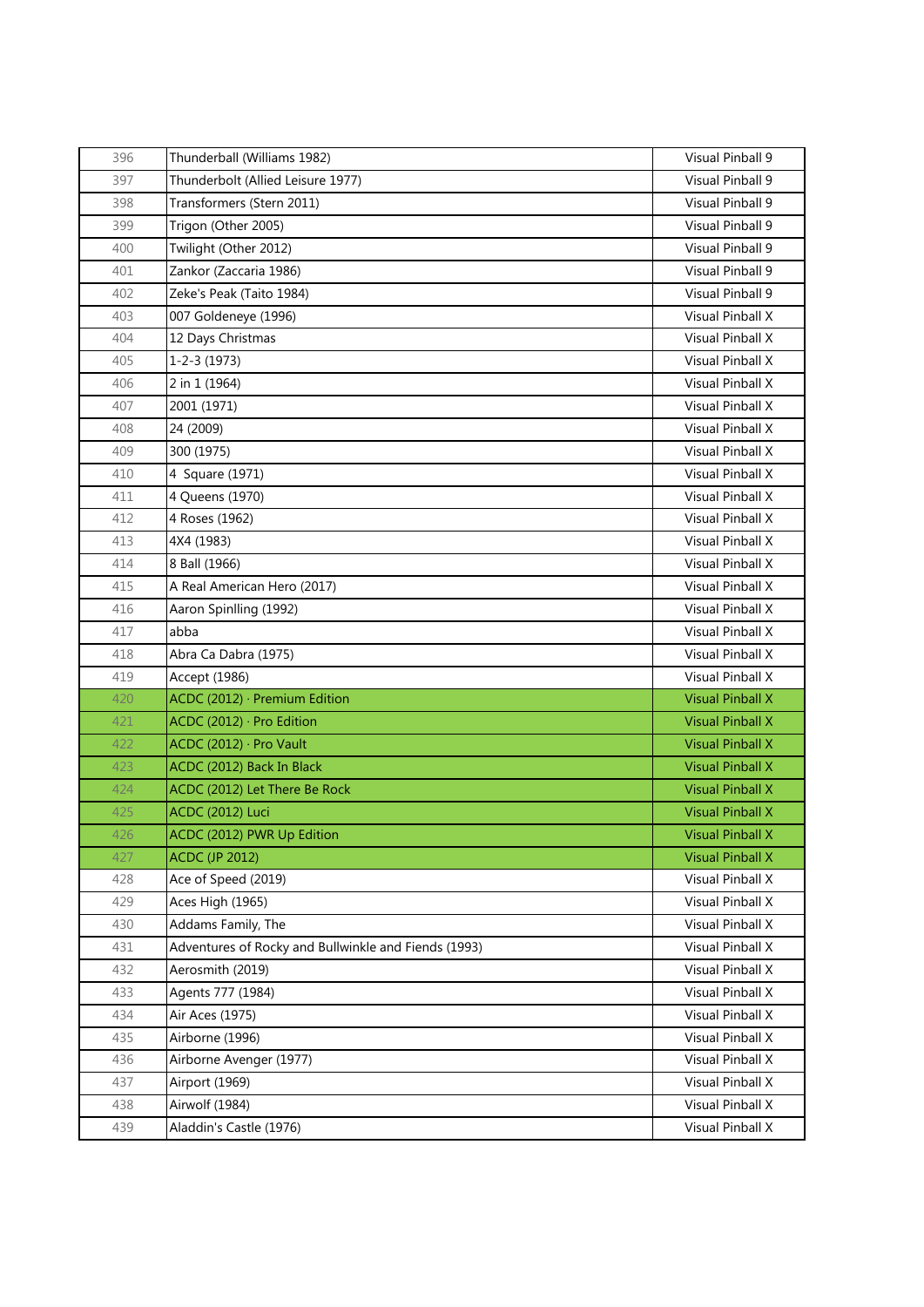| 396 | Thunderball (Williams 1982) | Visual Pinball 9 |
|---|---|---|
| 397 | Thunderbolt (Allied Leisure 1977) | Visual Pinball 9 |
| 398 | Transformers (Stern 2011) | Visual Pinball 9 |
| 399 | Trigon (Other 2005) | Visual Pinball 9 |
| 400 | Twilight (Other 2012) | Visual Pinball 9 |
| 401 | Zankor (Zaccaria 1986) | Visual Pinball 9 |
| 402 | Zeke's Peak (Taito 1984) | Visual Pinball 9 |
| 403 | 007 Goldeneye (1996) | Visual Pinball X |
| 404 | 12 Days Christmas | Visual Pinball X |
| 405 | 1-2-3 (1973) | Visual Pinball X |
| 406 | 2 in 1 (1964) | Visual Pinball X |
| 407 | 2001 (1971) | Visual Pinball X |
| 408 | 24 (2009) | Visual Pinball X |
| 409 | 300 (1975) | Visual Pinball X |
| 410 | 4  Square (1971) | Visual Pinball X |
| 411 | 4 Queens (1970) | Visual Pinball X |
| 412 | 4 Roses (1962) | Visual Pinball X |
| 413 | 4X4 (1983) | Visual Pinball X |
| 414 | 8 Ball (1966) | Visual Pinball X |
| 415 | A Real American Hero (2017) | Visual Pinball X |
| 416 | Aaron Spinlling (1992) | Visual Pinball X |
| 417 | abba | Visual Pinball X |
| 418 | Abra Ca Dabra (1975) | Visual Pinball X |
| 419 | Accept (1986) | Visual Pinball X |
| 420 | ACDC (2012) · Premium Edition | Visual Pinball X |
| 421 | ACDC (2012) · Pro Edition | Visual Pinball X |
| 422 | ACDC (2012) · Pro Vault | Visual Pinball X |
| 423 | ACDC (2012) Back In Black | Visual Pinball X |
| 424 | ACDC (2012) Let There Be Rock | Visual Pinball X |
| 425 | ACDC (2012) Luci | Visual Pinball X |
| 426 | ACDC (2012) PWR Up Edition | Visual Pinball X |
| 427 | ACDC (JP 2012) | Visual Pinball X |
| 428 | Ace of Speed (2019) | Visual Pinball X |
| 429 | Aces High (1965) | Visual Pinball X |
| 430 | Addams Family, The | Visual Pinball X |
| 431 | Adventures of Rocky and Bullwinkle and Fiends (1993) | Visual Pinball X |
| 432 | Aerosmith (2019) | Visual Pinball X |
| 433 | Agents 777 (1984) | Visual Pinball X |
| 434 | Air Aces (1975) | Visual Pinball X |
| 435 | Airborne (1996) | Visual Pinball X |
| 436 | Airborne Avenger (1977) | Visual Pinball X |
| 437 | Airport (1969) | Visual Pinball X |
| 438 | Airwolf (1984) | Visual Pinball X |
| 439 | Aladdin's Castle (1976) | Visual Pinball X |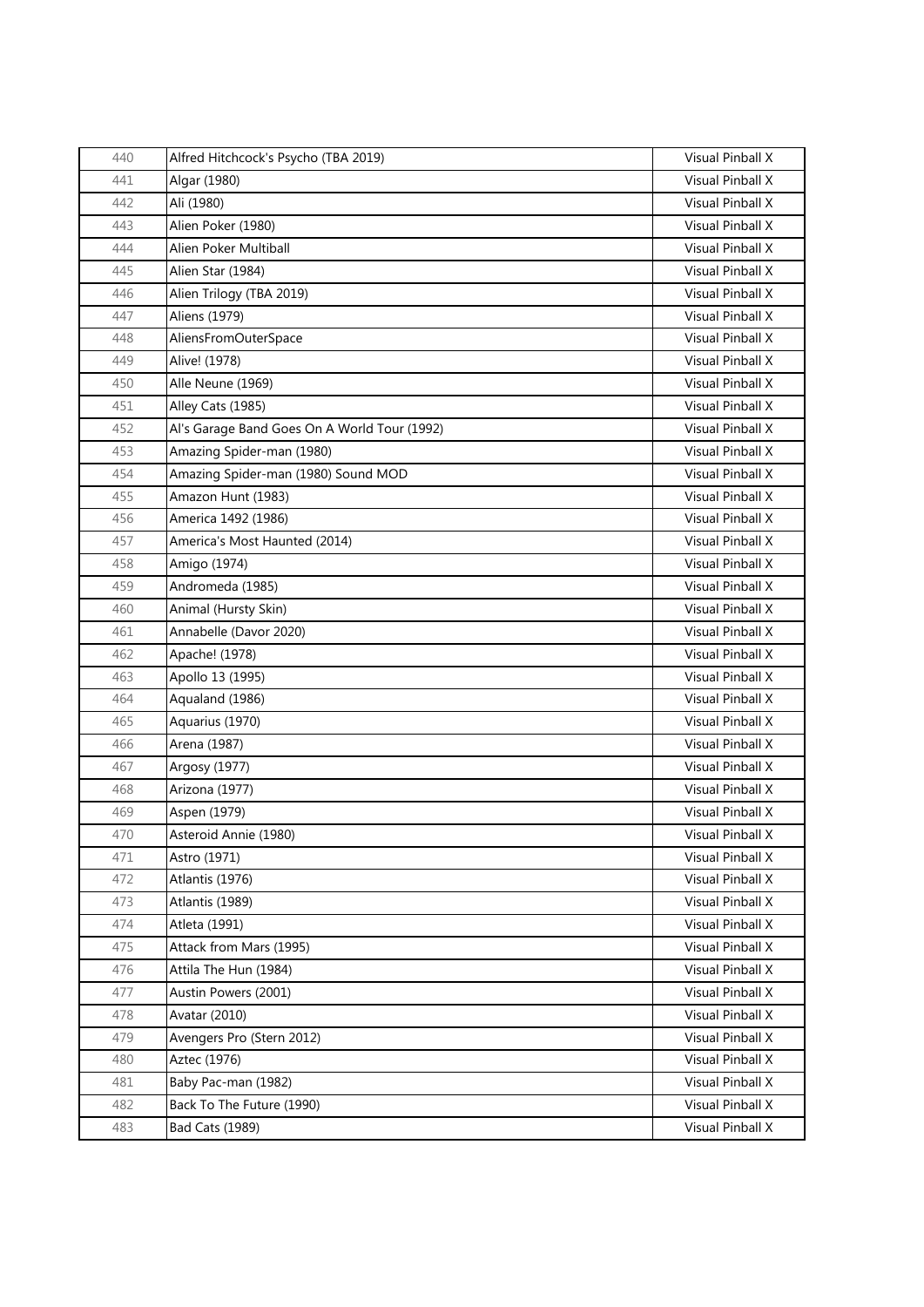| | | |
|---|---|---|
| 440 | Alfred Hitchcock's Psycho (TBA 2019) | Visual Pinball X |
| 441 | Algar (1980) | Visual Pinball X |
| 442 | Ali (1980) | Visual Pinball X |
| 443 | Alien Poker (1980) | Visual Pinball X |
| 444 | Alien Poker Multiball | Visual Pinball X |
| 445 | Alien Star (1984) | Visual Pinball X |
| 446 | Alien Trilogy (TBA 2019) | Visual Pinball X |
| 447 | Aliens (1979) | Visual Pinball X |
| 448 | AliensFromOuterSpace | Visual Pinball X |
| 449 | Alive! (1978) | Visual Pinball X |
| 450 | Alle Neune (1969) | Visual Pinball X |
| 451 | Alley Cats (1985) | Visual Pinball X |
| 452 | Al's Garage Band Goes On A World Tour (1992) | Visual Pinball X |
| 453 | Amazing Spider-man (1980) | Visual Pinball X |
| 454 | Amazing Spider-man (1980) Sound MOD | Visual Pinball X |
| 455 | Amazon Hunt (1983) | Visual Pinball X |
| 456 | America 1492 (1986) | Visual Pinball X |
| 457 | America's Most Haunted (2014) | Visual Pinball X |
| 458 | Amigo (1974) | Visual Pinball X |
| 459 | Andromeda (1985) | Visual Pinball X |
| 460 | Animal (Hursty Skin) | Visual Pinball X |
| 461 | Annabelle (Davor 2020) | Visual Pinball X |
| 462 | Apache! (1978) | Visual Pinball X |
| 463 | Apollo 13 (1995) | Visual Pinball X |
| 464 | Aqualand (1986) | Visual Pinball X |
| 465 | Aquarius (1970) | Visual Pinball X |
| 466 | Arena (1987) | Visual Pinball X |
| 467 | Argosy (1977) | Visual Pinball X |
| 468 | Arizona (1977) | Visual Pinball X |
| 469 | Aspen (1979) | Visual Pinball X |
| 470 | Asteroid Annie (1980) | Visual Pinball X |
| 471 | Astro (1971) | Visual Pinball X |
| 472 | Atlantis (1976) | Visual Pinball X |
| 473 | Atlantis (1989) | Visual Pinball X |
| 474 | Atleta (1991) | Visual Pinball X |
| 475 | Attack from Mars (1995) | Visual Pinball X |
| 476 | Attila The Hun (1984) | Visual Pinball X |
| 477 | Austin Powers (2001) | Visual Pinball X |
| 478 | Avatar (2010) | Visual Pinball X |
| 479 | Avengers Pro (Stern 2012) | Visual Pinball X |
| 480 | Aztec (1976) | Visual Pinball X |
| 481 | Baby Pac-man (1982) | Visual Pinball X |
| 482 | Back To The Future (1990) | Visual Pinball X |
| 483 | Bad Cats (1989) | Visual Pinball X |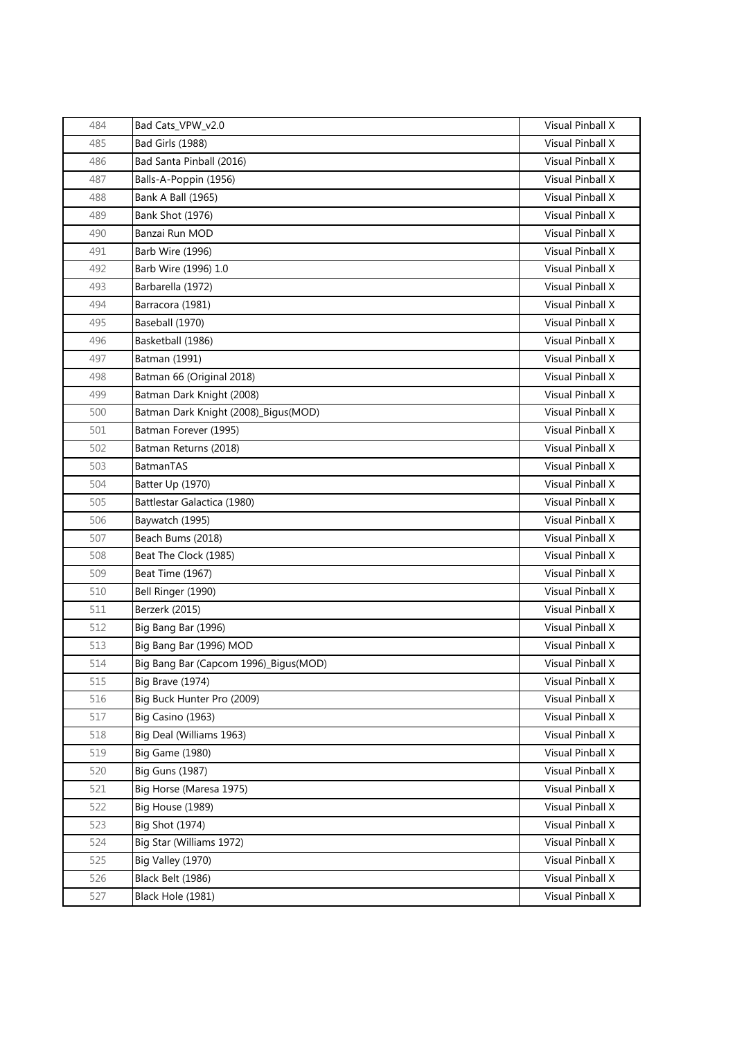| 484 | Bad Cats_VPW_v2.0 | Visual Pinball X |
|---|---|---|
| 485 | Bad Girls (1988) | Visual Pinball X |
| 486 | Bad Santa Pinball (2016) | Visual Pinball X |
| 487 | Balls-A-Poppin (1956) | Visual Pinball X |
| 488 | Bank A Ball (1965) | Visual Pinball X |
| 489 | Bank Shot (1976) | Visual Pinball X |
| 490 | Banzai Run MOD | Visual Pinball X |
| 491 | Barb Wire (1996) | Visual Pinball X |
| 492 | Barb Wire (1996) 1.0 | Visual Pinball X |
| 493 | Barbarella (1972) | Visual Pinball X |
| 494 | Barracora (1981) | Visual Pinball X |
| 495 | Baseball (1970) | Visual Pinball X |
| 496 | Basketball (1986) | Visual Pinball X |
| 497 | Batman (1991) | Visual Pinball X |
| 498 | Batman 66 (Original 2018) | Visual Pinball X |
| 499 | Batman Dark Knight (2008) | Visual Pinball X |
| 500 | Batman Dark Knight (2008)_Bigus(MOD) | Visual Pinball X |
| 501 | Batman Forever (1995) | Visual Pinball X |
| 502 | Batman Returns (2018) | Visual Pinball X |
| 503 | BatmanTAS | Visual Pinball X |
| 504 | Batter Up (1970) | Visual Pinball X |
| 505 | Battlestar Galactica (1980) | Visual Pinball X |
| 506 | Baywatch (1995) | Visual Pinball X |
| 507 | Beach Bums (2018) | Visual Pinball X |
| 508 | Beat The Clock (1985) | Visual Pinball X |
| 509 | Beat Time (1967) | Visual Pinball X |
| 510 | Bell Ringer (1990) | Visual Pinball X |
| 511 | Berzerk (2015) | Visual Pinball X |
| 512 | Big Bang Bar (1996) | Visual Pinball X |
| 513 | Big Bang Bar (1996) MOD | Visual Pinball X |
| 514 | Big Bang Bar (Capcom 1996)_Bigus(MOD) | Visual Pinball X |
| 515 | Big Brave (1974) | Visual Pinball X |
| 516 | Big Buck Hunter Pro (2009) | Visual Pinball X |
| 517 | Big Casino (1963) | Visual Pinball X |
| 518 | Big Deal (Williams 1963) | Visual Pinball X |
| 519 | Big Game (1980) | Visual Pinball X |
| 520 | Big Guns (1987) | Visual Pinball X |
| 521 | Big Horse (Maresa 1975) | Visual Pinball X |
| 522 | Big House (1989) | Visual Pinball X |
| 523 | Big Shot (1974) | Visual Pinball X |
| 524 | Big Star (Williams 1972) | Visual Pinball X |
| 525 | Big Valley (1970) | Visual Pinball X |
| 526 | Black Belt (1986) | Visual Pinball X |
| 527 | Black Hole (1981) | Visual Pinball X |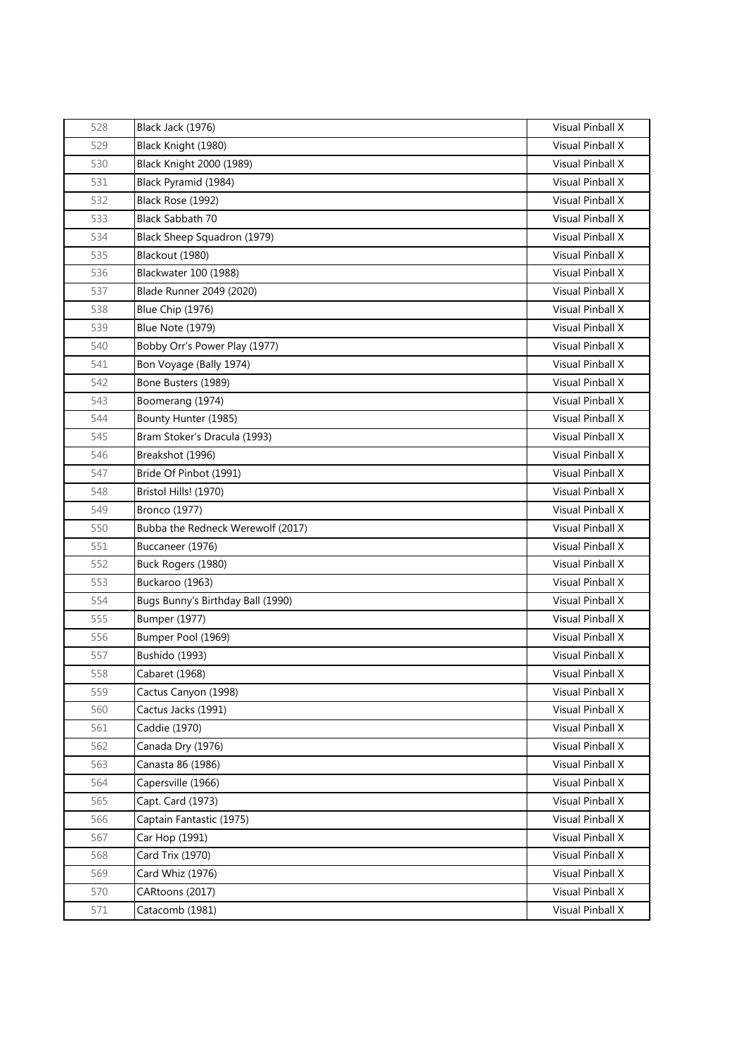| | | |
|---|---|---|
| 528 | Black Jack (1976) | Visual Pinball X |
| 529 | Black Knight (1980) | Visual Pinball X |
| 530 | Black Knight 2000 (1989) | Visual Pinball X |
| 531 | Black Pyramid (1984) | Visual Pinball X |
| 532 | Black Rose (1992) | Visual Pinball X |
| 533 | Black Sabbath 70 | Visual Pinball X |
| 534 | Black Sheep Squadron (1979) | Visual Pinball X |
| 535 | Blackout (1980) | Visual Pinball X |
| 536 | Blackwater 100 (1988) | Visual Pinball X |
| 537 | Blade Runner 2049 (2020) | Visual Pinball X |
| 538 | Blue Chip (1976) | Visual Pinball X |
| 539 | Blue Note (1979) | Visual Pinball X |
| 540 | Bobby Orr's Power Play (1977) | Visual Pinball X |
| 541 | Bon Voyage (Bally 1974) | Visual Pinball X |
| 542 | Bone Busters (1989) | Visual Pinball X |
| 543 | Boomerang (1974) | Visual Pinball X |
| 544 | Bounty Hunter (1985) | Visual Pinball X |
| 545 | Bram Stoker's Dracula (1993) | Visual Pinball X |
| 546 | Breakshot (1996) | Visual Pinball X |
| 547 | Bride Of Pinbot (1991) | Visual Pinball X |
| 548 | Bristol Hills! (1970) | Visual Pinball X |
| 549 | Bronco (1977) | Visual Pinball X |
| 550 | Bubba the Redneck Werewolf (2017) | Visual Pinball X |
| 551 | Buccaneer (1976) | Visual Pinball X |
| 552 | Buck Rogers (1980) | Visual Pinball X |
| 553 | Buckaroo (1963) | Visual Pinball X |
| 554 | Bugs Bunny's Birthday Ball (1990) | Visual Pinball X |
| 555 | Bumper (1977) | Visual Pinball X |
| 556 | Bumper Pool (1969) | Visual Pinball X |
| 557 | Bushido (1993) | Visual Pinball X |
| 558 | Cabaret (1968) | Visual Pinball X |
| 559 | Cactus Canyon (1998) | Visual Pinball X |
| 560 | Cactus Jacks (1991) | Visual Pinball X |
| 561 | Caddie (1970) | Visual Pinball X |
| 562 | Canada Dry (1976) | Visual Pinball X |
| 563 | Canasta 86 (1986) | Visual Pinball X |
| 564 | Capersville (1966) | Visual Pinball X |
| 565 | Capt. Card (1973) | Visual Pinball X |
| 566 | Captain Fantastic (1975) | Visual Pinball X |
| 567 | Car Hop (1991) | Visual Pinball X |
| 568 | Card Trix (1970) | Visual Pinball X |
| 569 | Card Whiz (1976) | Visual Pinball X |
| 570 | CARtoons (2017) | Visual Pinball X |
| 571 | Catacomb (1981) | Visual Pinball X |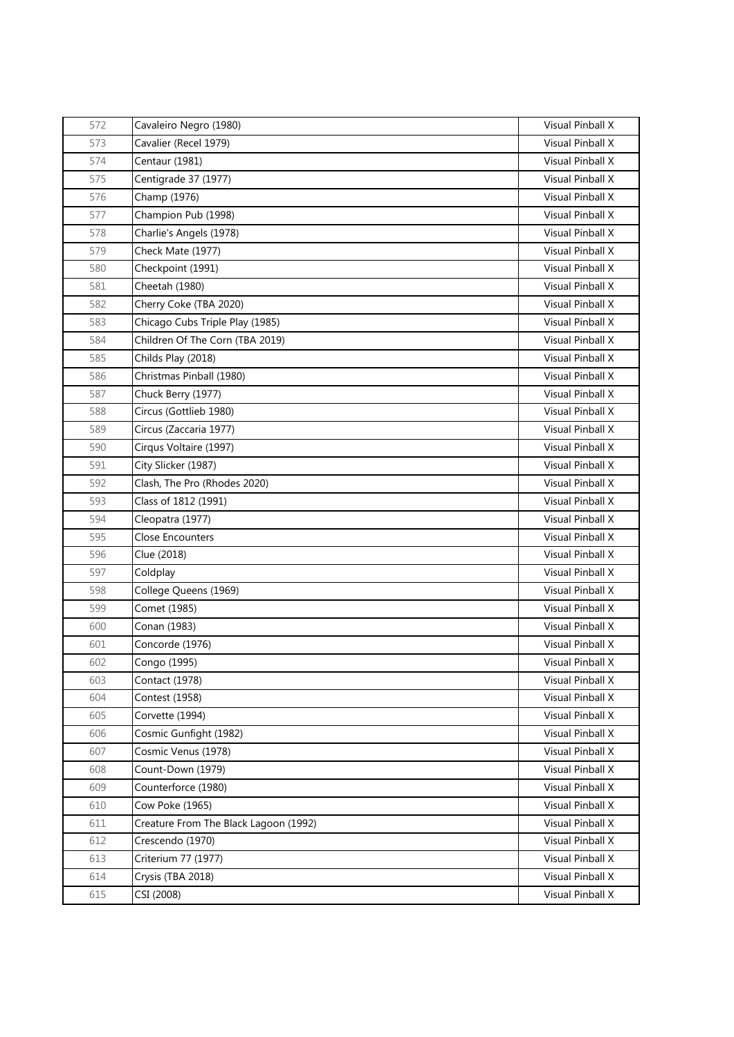| 572 | Cavaleiro Negro (1980) | Visual Pinball X |
|---|---|---|
| 573 | Cavalier (Recel 1979) | Visual Pinball X |
| 574 | Centaur (1981) | Visual Pinball X |
| 575 | Centigrade 37 (1977) | Visual Pinball X |
| 576 | Champ (1976) | Visual Pinball X |
| 577 | Champion Pub (1998) | Visual Pinball X |
| 578 | Charlie's Angels (1978) | Visual Pinball X |
| 579 | Check Mate (1977) | Visual Pinball X |
| 580 | Checkpoint (1991) | Visual Pinball X |
| 581 | Cheetah (1980) | Visual Pinball X |
| 582 | Cherry Coke (TBA 2020) | Visual Pinball X |
| 583 | Chicago Cubs Triple Play (1985) | Visual Pinball X |
| 584 | Children Of The Corn (TBA 2019) | Visual Pinball X |
| 585 | Childs Play (2018) | Visual Pinball X |
| 586 | Christmas Pinball (1980) | Visual Pinball X |
| 587 | Chuck Berry (1977) | Visual Pinball X |
| 588 | Circus (Gottlieb 1980) | Visual Pinball X |
| 589 | Circus (Zaccaria 1977) | Visual Pinball X |
| 590 | Cirqus Voltaire (1997) | Visual Pinball X |
| 591 | City Slicker (1987) | Visual Pinball X |
| 592 | Clash, The Pro (Rhodes 2020) | Visual Pinball X |
| 593 | Class of 1812 (1991) | Visual Pinball X |
| 594 | Cleopatra (1977) | Visual Pinball X |
| 595 | Close Encounters | Visual Pinball X |
| 596 | Clue (2018) | Visual Pinball X |
| 597 | Coldplay | Visual Pinball X |
| 598 | College Queens (1969) | Visual Pinball X |
| 599 | Comet (1985) | Visual Pinball X |
| 600 | Conan (1983) | Visual Pinball X |
| 601 | Concorde (1976) | Visual Pinball X |
| 602 | Congo (1995) | Visual Pinball X |
| 603 | Contact (1978) | Visual Pinball X |
| 604 | Contest (1958) | Visual Pinball X |
| 605 | Corvette (1994) | Visual Pinball X |
| 606 | Cosmic Gunfight (1982) | Visual Pinball X |
| 607 | Cosmic Venus (1978) | Visual Pinball X |
| 608 | Count-Down (1979) | Visual Pinball X |
| 609 | Counterforce (1980) | Visual Pinball X |
| 610 | Cow Poke (1965) | Visual Pinball X |
| 611 | Creature From The Black Lagoon (1992) | Visual Pinball X |
| 612 | Crescendo (1970) | Visual Pinball X |
| 613 | Criterium 77 (1977) | Visual Pinball X |
| 614 | Crysis (TBA 2018) | Visual Pinball X |
| 615 | CSI (2008) | Visual Pinball X |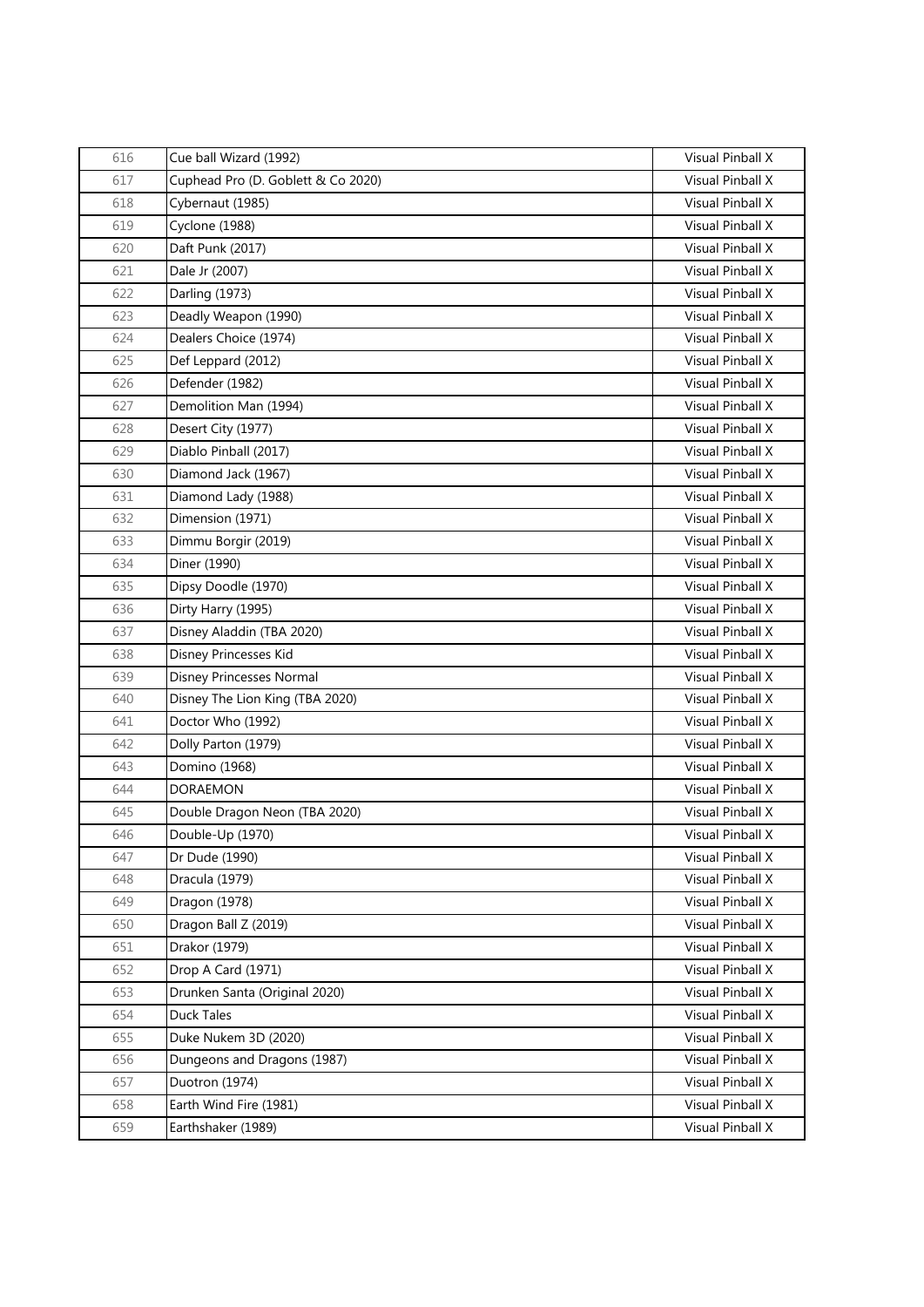| 616 | Cue ball Wizard (1992) | Visual Pinball X |
|---|---|---|
| 617 | Cuphead Pro (D. Goblett & Co 2020) | Visual Pinball X |
| 618 | Cybernaut (1985) | Visual Pinball X |
| 619 | Cyclone (1988) | Visual Pinball X |
| 620 | Daft Punk (2017) | Visual Pinball X |
| 621 | Dale Jr (2007) | Visual Pinball X |
| 622 | Darling (1973) | Visual Pinball X |
| 623 | Deadly Weapon (1990) | Visual Pinball X |
| 624 | Dealers Choice (1974) | Visual Pinball X |
| 625 | Def Leppard (2012) | Visual Pinball X |
| 626 | Defender (1982) | Visual Pinball X |
| 627 | Demolition Man (1994) | Visual Pinball X |
| 628 | Desert City (1977) | Visual Pinball X |
| 629 | Diablo Pinball (2017) | Visual Pinball X |
| 630 | Diamond Jack (1967) | Visual Pinball X |
| 631 | Diamond Lady (1988) | Visual Pinball X |
| 632 | Dimension (1971) | Visual Pinball X |
| 633 | Dimmu Borgir (2019) | Visual Pinball X |
| 634 | Diner (1990) | Visual Pinball X |
| 635 | Dipsy Doodle (1970) | Visual Pinball X |
| 636 | Dirty Harry (1995) | Visual Pinball X |
| 637 | Disney Aladdin (TBA 2020) | Visual Pinball X |
| 638 | Disney Princesses Kid | Visual Pinball X |
| 639 | Disney Princesses Normal | Visual Pinball X |
| 640 | Disney The Lion King (TBA 2020) | Visual Pinball X |
| 641 | Doctor Who (1992) | Visual Pinball X |
| 642 | Dolly Parton (1979) | Visual Pinball X |
| 643 | Domino (1968) | Visual Pinball X |
| 644 | DORAEMON | Visual Pinball X |
| 645 | Double Dragon Neon (TBA 2020) | Visual Pinball X |
| 646 | Double-Up (1970) | Visual Pinball X |
| 647 | Dr Dude (1990) | Visual Pinball X |
| 648 | Dracula (1979) | Visual Pinball X |
| 649 | Dragon (1978) | Visual Pinball X |
| 650 | Dragon Ball Z (2019) | Visual Pinball X |
| 651 | Drakor (1979) | Visual Pinball X |
| 652 | Drop A Card (1971) | Visual Pinball X |
| 653 | Drunken Santa (Original 2020) | Visual Pinball X |
| 654 | Duck Tales | Visual Pinball X |
| 655 | Duke Nukem 3D (2020) | Visual Pinball X |
| 656 | Dungeons and Dragons (1987) | Visual Pinball X |
| 657 | Duotron (1974) | Visual Pinball X |
| 658 | Earth Wind Fire (1981) | Visual Pinball X |
| 659 | Earthshaker (1989) | Visual Pinball X |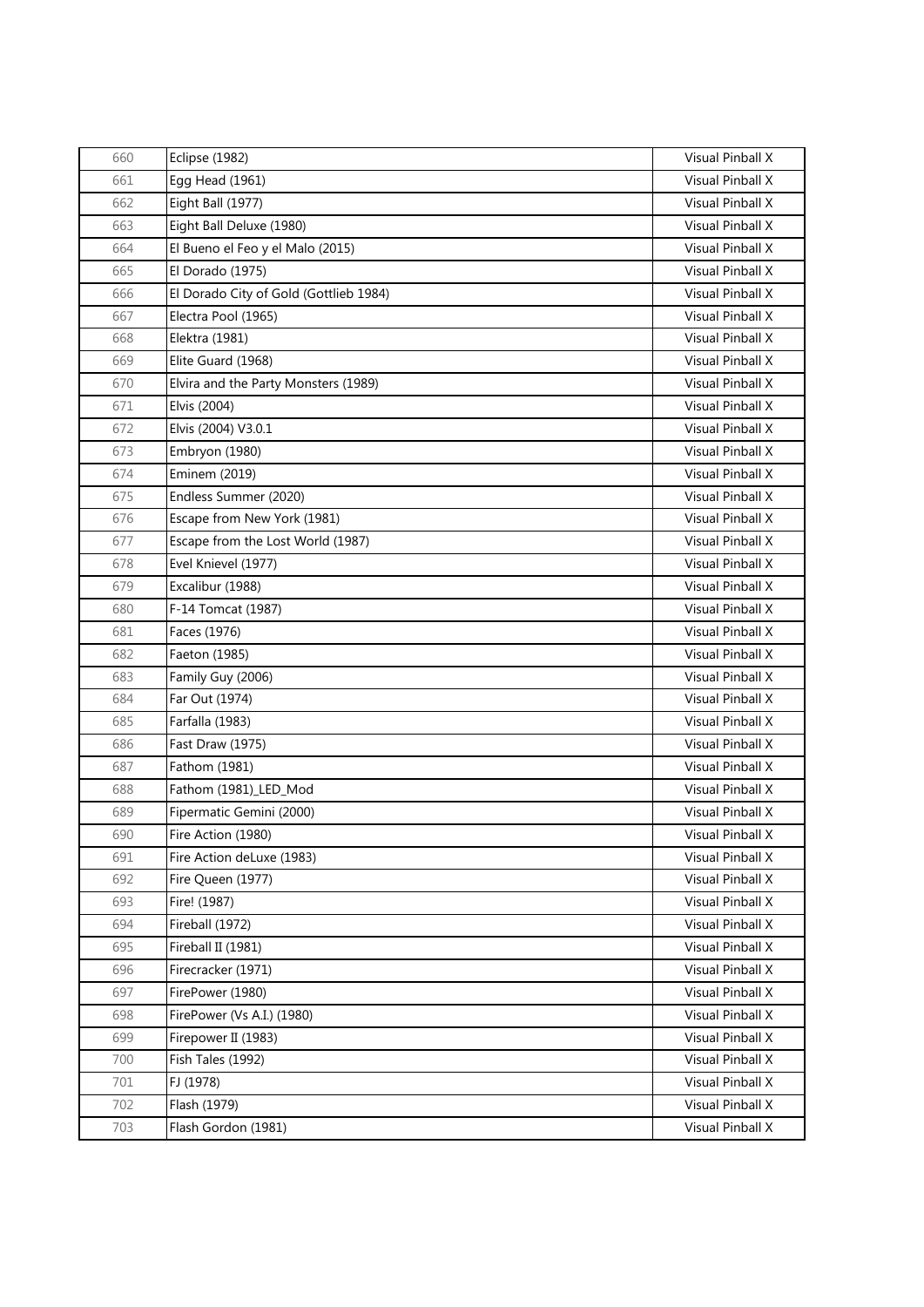| 660 | Eclipse (1982) | Visual Pinball X |
|---|---|---|
| 661 | Egg Head (1961) | Visual Pinball X |
| 662 | Eight Ball (1977) | Visual Pinball X |
| 663 | Eight Ball Deluxe (1980) | Visual Pinball X |
| 664 | El Bueno el Feo y el Malo (2015) | Visual Pinball X |
| 665 | El Dorado (1975) | Visual Pinball X |
| 666 | El Dorado City of Gold (Gottlieb 1984) | Visual Pinball X |
| 667 | Electra Pool (1965) | Visual Pinball X |
| 668 | Elektra (1981) | Visual Pinball X |
| 669 | Elite Guard (1968) | Visual Pinball X |
| 670 | Elvira and the Party Monsters (1989) | Visual Pinball X |
| 671 | Elvis (2004) | Visual Pinball X |
| 672 | Elvis (2004) V3.0.1 | Visual Pinball X |
| 673 | Embryon (1980) | Visual Pinball X |
| 674 | Eminem (2019) | Visual Pinball X |
| 675 | Endless Summer (2020) | Visual Pinball X |
| 676 | Escape from New York (1981) | Visual Pinball X |
| 677 | Escape from the Lost World (1987) | Visual Pinball X |
| 678 | Evel Knievel (1977) | Visual Pinball X |
| 679 | Excalibur (1988) | Visual Pinball X |
| 680 | F-14 Tomcat (1987) | Visual Pinball X |
| 681 | Faces (1976) | Visual Pinball X |
| 682 | Faeton (1985) | Visual Pinball X |
| 683 | Family Guy (2006) | Visual Pinball X |
| 684 | Far Out (1974) | Visual Pinball X |
| 685 | Farfalla (1983) | Visual Pinball X |
| 686 | Fast Draw (1975) | Visual Pinball X |
| 687 | Fathom (1981) | Visual Pinball X |
| 688 | Fathom (1981)_LED_Mod | Visual Pinball X |
| 689 | Fipermatic Gemini (2000) | Visual Pinball X |
| 690 | Fire Action (1980) | Visual Pinball X |
| 691 | Fire Action deLuxe (1983) | Visual Pinball X |
| 692 | Fire Queen (1977) | Visual Pinball X |
| 693 | Fire! (1987) | Visual Pinball X |
| 694 | Fireball (1972) | Visual Pinball X |
| 695 | Fireball II (1981) | Visual Pinball X |
| 696 | Firecracker (1971) | Visual Pinball X |
| 697 | FirePower (1980) | Visual Pinball X |
| 698 | FirePower (Vs A.I.) (1980) | Visual Pinball X |
| 699 | Firepower II (1983) | Visual Pinball X |
| 700 | Fish Tales (1992) | Visual Pinball X |
| 701 | FJ (1978) | Visual Pinball X |
| 702 | Flash (1979) | Visual Pinball X |
| 703 | Flash Gordon (1981) | Visual Pinball X |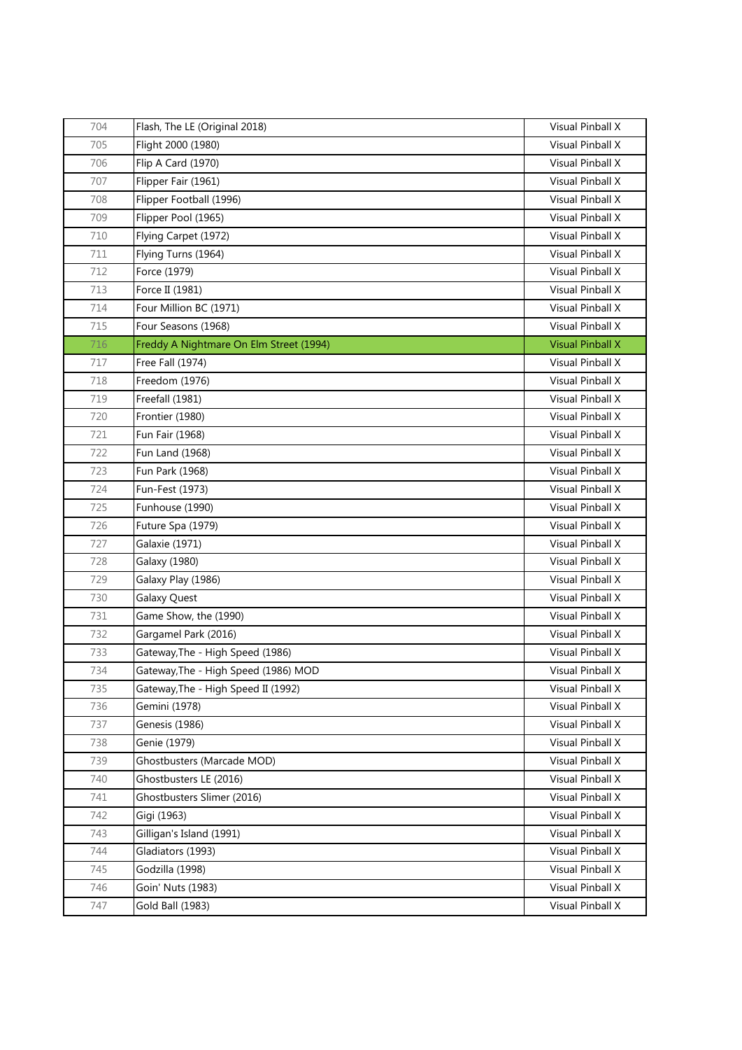| | | |
|---|---|---|
| 704 | Flash, The LE (Original 2018) | Visual Pinball X |
| 705 | Flight 2000 (1980) | Visual Pinball X |
| 706 | Flip A Card (1970) | Visual Pinball X |
| 707 | Flipper Fair (1961) | Visual Pinball X |
| 708 | Flipper Football (1996) | Visual Pinball X |
| 709 | Flipper Pool (1965) | Visual Pinball X |
| 710 | Flying Carpet (1972) | Visual Pinball X |
| 711 | Flying Turns (1964) | Visual Pinball X |
| 712 | Force (1979) | Visual Pinball X |
| 713 | Force II (1981) | Visual Pinball X |
| 714 | Four Million BC (1971) | Visual Pinball X |
| 715 | Four Seasons (1968) | Visual Pinball X |
| 716 | Freddy A Nightmare On Elm Street (1994) | Visual Pinball X |
| 717 | Free Fall (1974) | Visual Pinball X |
| 718 | Freedom (1976) | Visual Pinball X |
| 719 | Freefall (1981) | Visual Pinball X |
| 720 | Frontier (1980) | Visual Pinball X |
| 721 | Fun Fair (1968) | Visual Pinball X |
| 722 | Fun Land (1968) | Visual Pinball X |
| 723 | Fun Park (1968) | Visual Pinball X |
| 724 | Fun-Fest (1973) | Visual Pinball X |
| 725 | Funhouse (1990) | Visual Pinball X |
| 726 | Future Spa (1979) | Visual Pinball X |
| 727 | Galaxie (1971) | Visual Pinball X |
| 728 | Galaxy (1980) | Visual Pinball X |
| 729 | Galaxy Play (1986) | Visual Pinball X |
| 730 | Galaxy Quest | Visual Pinball X |
| 731 | Game Show, the (1990) | Visual Pinball X |
| 732 | Gargamel Park (2016) | Visual Pinball X |
| 733 | Gateway,The - High Speed (1986) | Visual Pinball X |
| 734 | Gateway,The - High Speed (1986) MOD | Visual Pinball X |
| 735 | Gateway,The - High Speed II (1992) | Visual Pinball X |
| 736 | Gemini (1978) | Visual Pinball X |
| 737 | Genesis (1986) | Visual Pinball X |
| 738 | Genie (1979) | Visual Pinball X |
| 739 | Ghostbusters (Marcade MOD) | Visual Pinball X |
| 740 | Ghostbusters LE (2016) | Visual Pinball X |
| 741 | Ghostbusters Slimer (2016) | Visual Pinball X |
| 742 | Gigi (1963) | Visual Pinball X |
| 743 | Gilligan's Island (1991) | Visual Pinball X |
| 744 | Gladiators (1993) | Visual Pinball X |
| 745 | Godzilla (1998) | Visual Pinball X |
| 746 | Goin' Nuts (1983) | Visual Pinball X |
| 747 | Gold Ball (1983) | Visual Pinball X |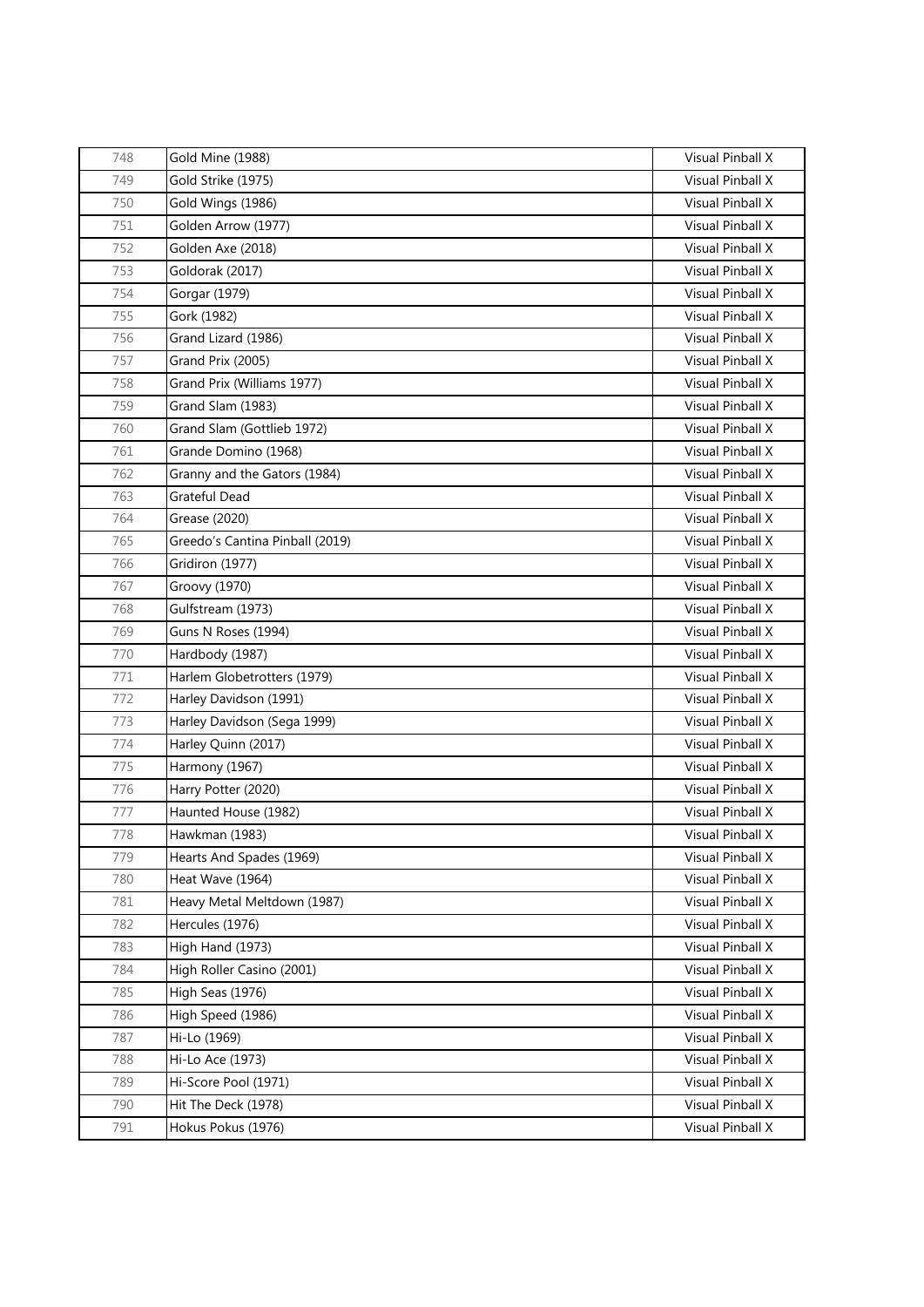| | | |
|---|---|---|
| 748 | Gold Mine (1988) | Visual Pinball X |
| 749 | Gold Strike (1975) | Visual Pinball X |
| 750 | Gold Wings (1986) | Visual Pinball X |
| 751 | Golden Arrow (1977) | Visual Pinball X |
| 752 | Golden Axe (2018) | Visual Pinball X |
| 753 | Goldorak (2017) | Visual Pinball X |
| 754 | Gorgar (1979) | Visual Pinball X |
| 755 | Gork (1982) | Visual Pinball X |
| 756 | Grand Lizard (1986) | Visual Pinball X |
| 757 | Grand Prix (2005) | Visual Pinball X |
| 758 | Grand Prix (Williams 1977) | Visual Pinball X |
| 759 | Grand Slam (1983) | Visual Pinball X |
| 760 | Grand Slam (Gottlieb 1972) | Visual Pinball X |
| 761 | Grande Domino (1968) | Visual Pinball X |
| 762 | Granny and the Gators (1984) | Visual Pinball X |
| 763 | Grateful Dead | Visual Pinball X |
| 764 | Grease (2020) | Visual Pinball X |
| 765 | Greedo's Cantina Pinball (2019) | Visual Pinball X |
| 766 | Gridiron (1977) | Visual Pinball X |
| 767 | Groovy (1970) | Visual Pinball X |
| 768 | Gulfstream (1973) | Visual Pinball X |
| 769 | Guns N Roses (1994) | Visual Pinball X |
| 770 | Hardbody (1987) | Visual Pinball X |
| 771 | Harlem Globetrotters (1979) | Visual Pinball X |
| 772 | Harley Davidson (1991) | Visual Pinball X |
| 773 | Harley Davidson (Sega 1999) | Visual Pinball X |
| 774 | Harley Quinn (2017) | Visual Pinball X |
| 775 | Harmony (1967) | Visual Pinball X |
| 776 | Harry Potter (2020) | Visual Pinball X |
| 777 | Haunted House (1982) | Visual Pinball X |
| 778 | Hawkman (1983) | Visual Pinball X |
| 779 | Hearts And Spades (1969) | Visual Pinball X |
| 780 | Heat Wave (1964) | Visual Pinball X |
| 781 | Heavy Metal Meltdown (1987) | Visual Pinball X |
| 782 | Hercules (1976) | Visual Pinball X |
| 783 | High Hand (1973) | Visual Pinball X |
| 784 | High Roller Casino (2001) | Visual Pinball X |
| 785 | High Seas (1976) | Visual Pinball X |
| 786 | High Speed (1986) | Visual Pinball X |
| 787 | Hi-Lo (1969) | Visual Pinball X |
| 788 | Hi-Lo Ace (1973) | Visual Pinball X |
| 789 | Hi-Score Pool (1971) | Visual Pinball X |
| 790 | Hit The Deck (1978) | Visual Pinball X |
| 791 | Hokus Pokus (1976) | Visual Pinball X |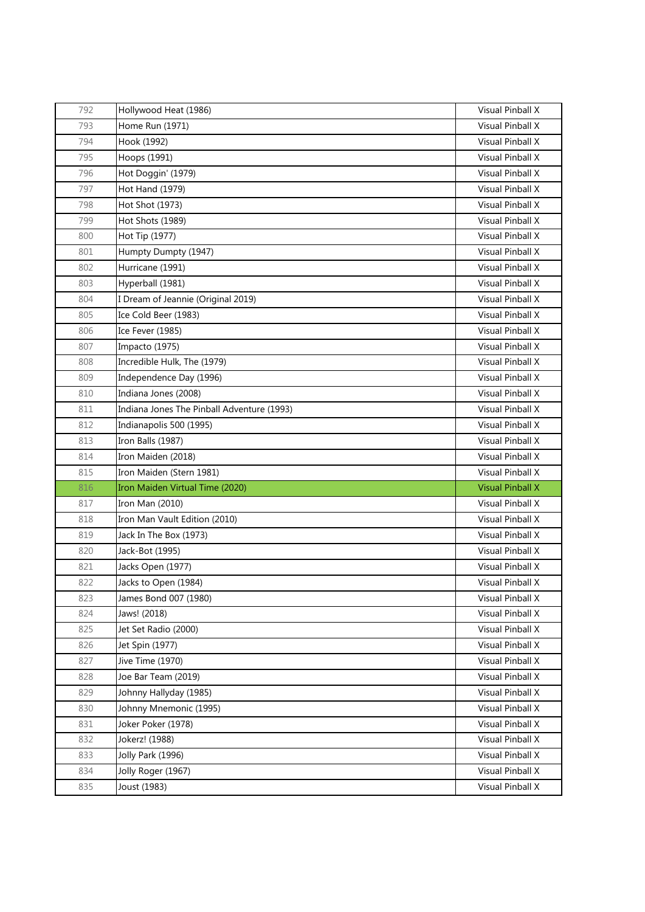| | | |
|---|---|---|
| 792 | Hollywood Heat (1986) | Visual Pinball X |
| 793 | Home Run (1971) | Visual Pinball X |
| 794 | Hook (1992) | Visual Pinball X |
| 795 | Hoops (1991) | Visual Pinball X |
| 796 | Hot Doggin' (1979) | Visual Pinball X |
| 797 | Hot Hand (1979) | Visual Pinball X |
| 798 | Hot Shot (1973) | Visual Pinball X |
| 799 | Hot Shots (1989) | Visual Pinball X |
| 800 | Hot Tip (1977) | Visual Pinball X |
| 801 | Humpty Dumpty (1947) | Visual Pinball X |
| 802 | Hurricane (1991) | Visual Pinball X |
| 803 | Hyperball (1981) | Visual Pinball X |
| 804 | I Dream of Jeannie (Original 2019) | Visual Pinball X |
| 805 | Ice Cold Beer (1983) | Visual Pinball X |
| 806 | Ice Fever (1985) | Visual Pinball X |
| 807 | Impacto (1975) | Visual Pinball X |
| 808 | Incredible Hulk, The (1979) | Visual Pinball X |
| 809 | Independence Day (1996) | Visual Pinball X |
| 810 | Indiana Jones (2008) | Visual Pinball X |
| 811 | Indiana Jones The Pinball Adventure (1993) | Visual Pinball X |
| 812 | Indianapolis 500 (1995) | Visual Pinball X |
| 813 | Iron Balls (1987) | Visual Pinball X |
| 814 | Iron Maiden (2018) | Visual Pinball X |
| 815 | Iron Maiden (Stern 1981) | Visual Pinball X |
| 816 | Iron Maiden Virtual Time (2020) | Visual Pinball X |
| 817 | Iron Man (2010) | Visual Pinball X |
| 818 | Iron Man Vault Edition (2010) | Visual Pinball X |
| 819 | Jack In The Box (1973) | Visual Pinball X |
| 820 | Jack-Bot (1995) | Visual Pinball X |
| 821 | Jacks Open (1977) | Visual Pinball X |
| 822 | Jacks to Open (1984) | Visual Pinball X |
| 823 | James Bond 007 (1980) | Visual Pinball X |
| 824 | Jaws! (2018) | Visual Pinball X |
| 825 | Jet Set Radio (2000) | Visual Pinball X |
| 826 | Jet Spin (1977) | Visual Pinball X |
| 827 | Jive Time (1970) | Visual Pinball X |
| 828 | Joe Bar Team (2019) | Visual Pinball X |
| 829 | Johnny Hallyday (1985) | Visual Pinball X |
| 830 | Johnny Mnemonic (1995) | Visual Pinball X |
| 831 | Joker Poker (1978) | Visual Pinball X |
| 832 | Jokerz! (1988) | Visual Pinball X |
| 833 | Jolly Park (1996) | Visual Pinball X |
| 834 | Jolly Roger (1967) | Visual Pinball X |
| 835 | Joust (1983) | Visual Pinball X |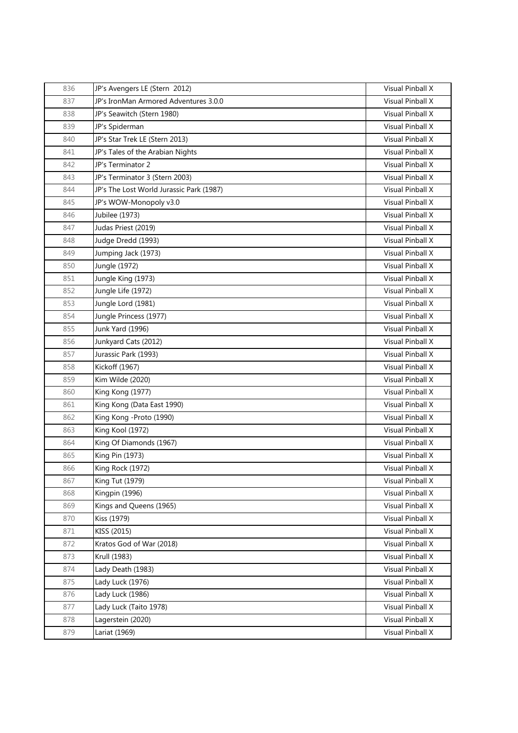| 836 | JP's Avengers LE (Stern  2012) | Visual Pinball X |
|---|---|---|
| 837 | JP's IronMan Armored Adventures 3.0.0 | Visual Pinball X |
| 838 | JP's Seawitch (Stern 1980) | Visual Pinball X |
| 839 | JP's Spiderman | Visual Pinball X |
| 840 | JP's Star Trek LE (Stern 2013) | Visual Pinball X |
| 841 | JP's Tales of the Arabian Nights | Visual Pinball X |
| 842 | JP's Terminator 2 | Visual Pinball X |
| 843 | JP's Terminator 3 (Stern 2003) | Visual Pinball X |
| 844 | JP's The Lost World Jurassic Park (1987) | Visual Pinball X |
| 845 | JP's WOW-Monopoly v3.0 | Visual Pinball X |
| 846 | Jubilee (1973) | Visual Pinball X |
| 847 | Judas Priest (2019) | Visual Pinball X |
| 848 | Judge Dredd (1993) | Visual Pinball X |
| 849 | Jumping Jack (1973) | Visual Pinball X |
| 850 | Jungle (1972) | Visual Pinball X |
| 851 | Jungle King (1973) | Visual Pinball X |
| 852 | Jungle Life (1972) | Visual Pinball X |
| 853 | Jungle Lord (1981) | Visual Pinball X |
| 854 | Jungle Princess (1977) | Visual Pinball X |
| 855 | Junk Yard (1996) | Visual Pinball X |
| 856 | Junkyard Cats (2012) | Visual Pinball X |
| 857 | Jurassic Park (1993) | Visual Pinball X |
| 858 | Kickoff (1967) | Visual Pinball X |
| 859 | Kim Wilde (2020) | Visual Pinball X |
| 860 | King Kong (1977) | Visual Pinball X |
| 861 | King Kong (Data East 1990) | Visual Pinball X |
| 862 | King Kong -Proto (1990) | Visual Pinball X |
| 863 | King Kool (1972) | Visual Pinball X |
| 864 | King Of Diamonds (1967) | Visual Pinball X |
| 865 | King Pin (1973) | Visual Pinball X |
| 866 | King Rock (1972) | Visual Pinball X |
| 867 | King Tut (1979) | Visual Pinball X |
| 868 | Kingpin (1996) | Visual Pinball X |
| 869 | Kings and Queens (1965) | Visual Pinball X |
| 870 | Kiss (1979) | Visual Pinball X |
| 871 | KISS (2015) | Visual Pinball X |
| 872 | Kratos God of War (2018) | Visual Pinball X |
| 873 | Krull (1983) | Visual Pinball X |
| 874 | Lady Death (1983) | Visual Pinball X |
| 875 | Lady Luck (1976) | Visual Pinball X |
| 876 | Lady Luck (1986) | Visual Pinball X |
| 877 | Lady Luck (Taito 1978) | Visual Pinball X |
| 878 | Lagerstein (2020) | Visual Pinball X |
| 879 | Lariat (1969) | Visual Pinball X |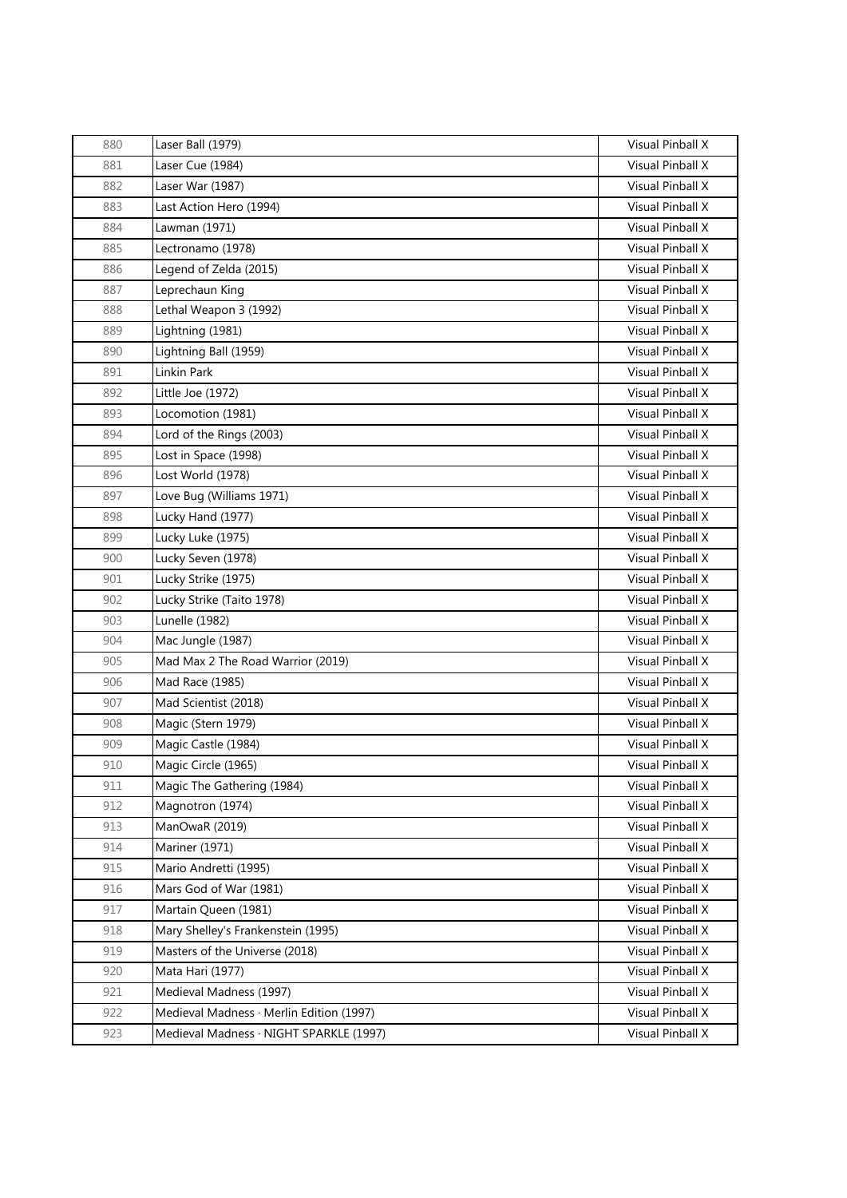| | | |
|---|---|---|
| 880 | Laser Ball (1979) | Visual Pinball X |
| 881 | Laser Cue (1984) | Visual Pinball X |
| 882 | Laser War (1987) | Visual Pinball X |
| 883 | Last Action Hero (1994) | Visual Pinball X |
| 884 | Lawman (1971) | Visual Pinball X |
| 885 | Lectronamo (1978) | Visual Pinball X |
| 886 | Legend of Zelda (2015) | Visual Pinball X |
| 887 | Leprechaun King | Visual Pinball X |
| 888 | Lethal Weapon 3 (1992) | Visual Pinball X |
| 889 | Lightning (1981) | Visual Pinball X |
| 890 | Lightning Ball (1959) | Visual Pinball X |
| 891 | Linkin Park | Visual Pinball X |
| 892 | Little Joe (1972) | Visual Pinball X |
| 893 | Locomotion (1981) | Visual Pinball X |
| 894 | Lord of the Rings (2003) | Visual Pinball X |
| 895 | Lost in Space (1998) | Visual Pinball X |
| 896 | Lost World (1978) | Visual Pinball X |
| 897 | Love Bug (Williams 1971) | Visual Pinball X |
| 898 | Lucky Hand (1977) | Visual Pinball X |
| 899 | Lucky Luke (1975) | Visual Pinball X |
| 900 | Lucky Seven (1978) | Visual Pinball X |
| 901 | Lucky Strike (1975) | Visual Pinball X |
| 902 | Lucky Strike (Taito 1978) | Visual Pinball X |
| 903 | Lunelle (1982) | Visual Pinball X |
| 904 | Mac Jungle (1987) | Visual Pinball X |
| 905 | Mad Max 2 The Road Warrior (2019) | Visual Pinball X |
| 906 | Mad Race (1985) | Visual Pinball X |
| 907 | Mad Scientist (2018) | Visual Pinball X |
| 908 | Magic (Stern 1979) | Visual Pinball X |
| 909 | Magic Castle (1984) | Visual Pinball X |
| 910 | Magic Circle (1965) | Visual Pinball X |
| 911 | Magic The Gathering (1984) | Visual Pinball X |
| 912 | Magnotron (1974) | Visual Pinball X |
| 913 | ManOwaR (2019) | Visual Pinball X |
| 914 | Mariner (1971) | Visual Pinball X |
| 915 | Mario Andretti (1995) | Visual Pinball X |
| 916 | Mars God of War (1981) | Visual Pinball X |
| 917 | Martain Queen (1981) | Visual Pinball X |
| 918 | Mary Shelley's Frankenstein (1995) | Visual Pinball X |
| 919 | Masters of the Universe (2018) | Visual Pinball X |
| 920 | Mata Hari (1977) | Visual Pinball X |
| 921 | Medieval Madness (1997) | Visual Pinball X |
| 922 | Medieval Madness · Merlin Edition (1997) | Visual Pinball X |
| 923 | Medieval Madness · NIGHT SPARKLE (1997) | Visual Pinball X |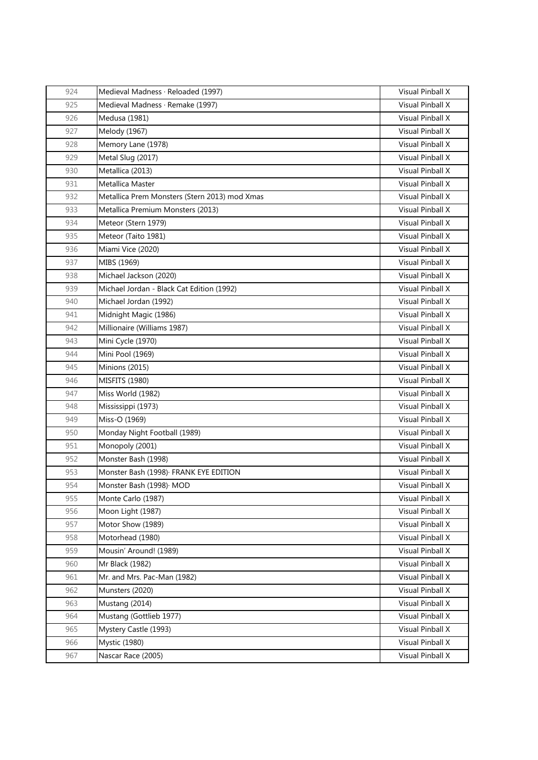| | | |
|---|---|---|
| 924 | Medieval Madness · Reloaded (1997) | Visual Pinball X |
| 925 | Medieval Madness · Remake (1997) | Visual Pinball X |
| 926 | Medusa (1981) | Visual Pinball X |
| 927 | Melody (1967) | Visual Pinball X |
| 928 | Memory Lane (1978) | Visual Pinball X |
| 929 | Metal Slug (2017) | Visual Pinball X |
| 930 | Metallica (2013) | Visual Pinball X |
| 931 | Metallica Master | Visual Pinball X |
| 932 | Metallica Prem Monsters (Stern 2013) mod Xmas | Visual Pinball X |
| 933 | Metallica Premium Monsters (2013) | Visual Pinball X |
| 934 | Meteor (Stern 1979) | Visual Pinball X |
| 935 | Meteor (Taito 1981) | Visual Pinball X |
| 936 | Miami Vice (2020) | Visual Pinball X |
| 937 | MIBS (1969) | Visual Pinball X |
| 938 | Michael Jackson (2020) | Visual Pinball X |
| 939 | Michael Jordan - Black Cat Edition (1992) | Visual Pinball X |
| 940 | Michael Jordan (1992) | Visual Pinball X |
| 941 | Midnight Magic (1986) | Visual Pinball X |
| 942 | Millionaire (Williams 1987) | Visual Pinball X |
| 943 | Mini Cycle (1970) | Visual Pinball X |
| 944 | Mini Pool (1969) | Visual Pinball X |
| 945 | Minions (2015) | Visual Pinball X |
| 946 | MISFITS (1980) | Visual Pinball X |
| 947 | Miss World (1982) | Visual Pinball X |
| 948 | Mississippi (1973) | Visual Pinball X |
| 949 | Miss-O (1969) | Visual Pinball X |
| 950 | Monday Night Football (1989) | Visual Pinball X |
| 951 | Monopoly (2001) | Visual Pinball X |
| 952 | Monster Bash (1998) | Visual Pinball X |
| 953 | Monster Bash (1998)· FRANK EYE EDITION | Visual Pinball X |
| 954 | Monster Bash (1998)· MOD | Visual Pinball X |
| 955 | Monte Carlo (1987) | Visual Pinball X |
| 956 | Moon Light (1987) | Visual Pinball X |
| 957 | Motor Show (1989) | Visual Pinball X |
| 958 | Motorhead (1980) | Visual Pinball X |
| 959 | Mousin' Around! (1989) | Visual Pinball X |
| 960 | Mr Black (1982) | Visual Pinball X |
| 961 | Mr. and Mrs. Pac-Man (1982) | Visual Pinball X |
| 962 | Munsters (2020) | Visual Pinball X |
| 963 | Mustang (2014) | Visual Pinball X |
| 964 | Mustang (Gottlieb 1977) | Visual Pinball X |
| 965 | Mystery Castle (1993) | Visual Pinball X |
| 966 | Mystic (1980) | Visual Pinball X |
| 967 | Nascar Race (2005) | Visual Pinball X |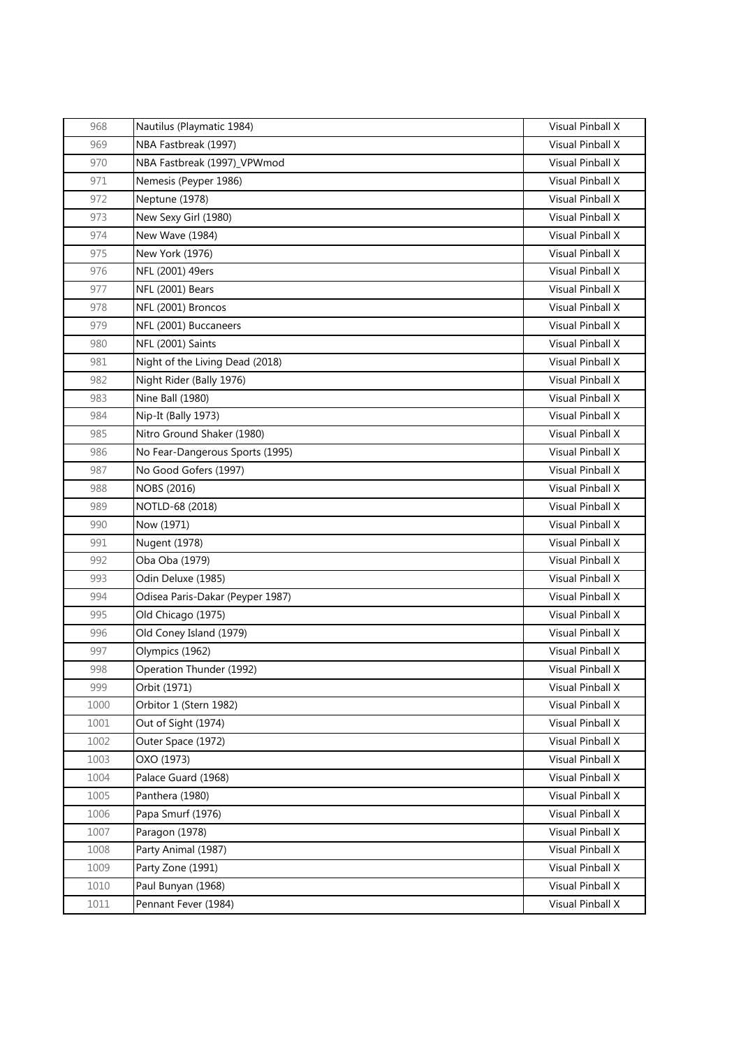| 968 | Nautilus (Playmatic 1984) | Visual Pinball X |
|---|---|---|
| 969 | NBA Fastbreak (1997) | Visual Pinball X |
| 970 | NBA Fastbreak (1997)_VPWmod | Visual Pinball X |
| 971 | Nemesis (Peyper 1986) | Visual Pinball X |
| 972 | Neptune (1978) | Visual Pinball X |
| 973 | New Sexy Girl (1980) | Visual Pinball X |
| 974 | New Wave (1984) | Visual Pinball X |
| 975 | New York (1976) | Visual Pinball X |
| 976 | NFL (2001) 49ers | Visual Pinball X |
| 977 | NFL (2001) Bears | Visual Pinball X |
| 978 | NFL (2001) Broncos | Visual Pinball X |
| 979 | NFL (2001) Buccaneers | Visual Pinball X |
| 980 | NFL (2001) Saints | Visual Pinball X |
| 981 | Night of the Living Dead (2018) | Visual Pinball X |
| 982 | Night Rider (Bally 1976) | Visual Pinball X |
| 983 | Nine Ball (1980) | Visual Pinball X |
| 984 | Nip-It (Bally 1973) | Visual Pinball X |
| 985 | Nitro Ground Shaker (1980) | Visual Pinball X |
| 986 | No Fear-Dangerous Sports (1995) | Visual Pinball X |
| 987 | No Good Gofers (1997) | Visual Pinball X |
| 988 | NOBS (2016) | Visual Pinball X |
| 989 | NOTLD-68 (2018) | Visual Pinball X |
| 990 | Now (1971) | Visual Pinball X |
| 991 | Nugent (1978) | Visual Pinball X |
| 992 | Oba Oba (1979) | Visual Pinball X |
| 993 | Odin Deluxe (1985) | Visual Pinball X |
| 994 | Odisea Paris-Dakar (Peyper 1987) | Visual Pinball X |
| 995 | Old Chicago (1975) | Visual Pinball X |
| 996 | Old Coney Island (1979) | Visual Pinball X |
| 997 | Olympics (1962) | Visual Pinball X |
| 998 | Operation Thunder (1992) | Visual Pinball X |
| 999 | Orbit (1971) | Visual Pinball X |
| 1000 | Orbitor 1 (Stern 1982) | Visual Pinball X |
| 1001 | Out of Sight (1974) | Visual Pinball X |
| 1002 | Outer Space (1972) | Visual Pinball X |
| 1003 | OXO (1973) | Visual Pinball X |
| 1004 | Palace Guard (1968) | Visual Pinball X |
| 1005 | Panthera (1980) | Visual Pinball X |
| 1006 | Papa Smurf (1976) | Visual Pinball X |
| 1007 | Paragon (1978) | Visual Pinball X |
| 1008 | Party Animal (1987) | Visual Pinball X |
| 1009 | Party Zone (1991) | Visual Pinball X |
| 1010 | Paul Bunyan (1968) | Visual Pinball X |
| 1011 | Pennant Fever (1984) | Visual Pinball X |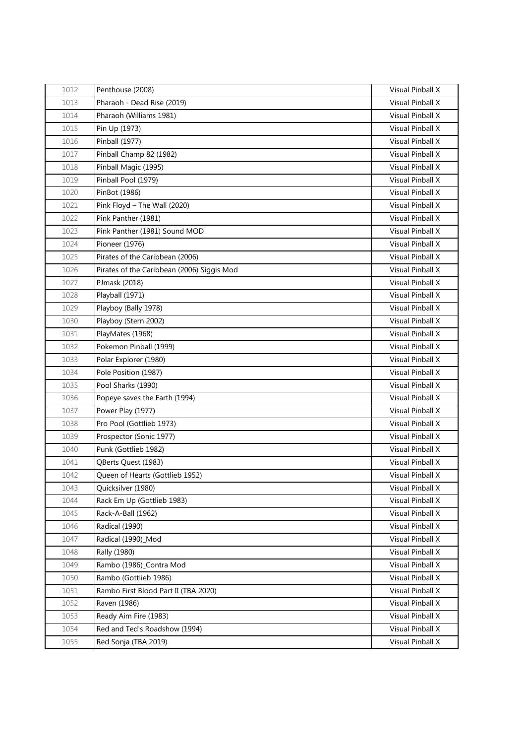| 1012 | Penthouse (2008) | Visual Pinball X |
|---|---|---|
| 1013 | Pharaoh - Dead Rise (2019) | Visual Pinball X |
| 1014 | Pharaoh (Williams 1981) | Visual Pinball X |
| 1015 | Pin Up (1973) | Visual Pinball X |
| 1016 | Pinball (1977) | Visual Pinball X |
| 1017 | Pinball Champ 82 (1982) | Visual Pinball X |
| 1018 | Pinball Magic (1995) | Visual Pinball X |
| 1019 | Pinball Pool (1979) | Visual Pinball X |
| 1020 | PinBot (1986) | Visual Pinball X |
| 1021 | Pink Floyd – The Wall (2020) | Visual Pinball X |
| 1022 | Pink Panther (1981) | Visual Pinball X |
| 1023 | Pink Panther (1981) Sound MOD | Visual Pinball X |
| 1024 | Pioneer (1976) | Visual Pinball X |
| 1025 | Pirates of the Caribbean (2006) | Visual Pinball X |
| 1026 | Pirates of the Caribbean (2006) Siggis Mod | Visual Pinball X |
| 1027 | PJmask (2018) | Visual Pinball X |
| 1028 | Playball (1971) | Visual Pinball X |
| 1029 | Playboy (Bally 1978) | Visual Pinball X |
| 1030 | Playboy (Stern 2002) | Visual Pinball X |
| 1031 | PlayMates (1968) | Visual Pinball X |
| 1032 | Pokemon Pinball (1999) | Visual Pinball X |
| 1033 | Polar Explorer (1980) | Visual Pinball X |
| 1034 | Pole Position (1987) | Visual Pinball X |
| 1035 | Pool Sharks (1990) | Visual Pinball X |
| 1036 | Popeye saves the Earth (1994) | Visual Pinball X |
| 1037 | Power Play (1977) | Visual Pinball X |
| 1038 | Pro Pool (Gottlieb 1973) | Visual Pinball X |
| 1039 | Prospector (Sonic 1977) | Visual Pinball X |
| 1040 | Punk (Gottlieb 1982) | Visual Pinball X |
| 1041 | QBerts Quest (1983) | Visual Pinball X |
| 1042 | Queen of Hearts (Gottlieb 1952) | Visual Pinball X |
| 1043 | Quicksilver (1980) | Visual Pinball X |
| 1044 | Rack Em Up (Gottlieb 1983) | Visual Pinball X |
| 1045 | Rack-A-Ball (1962) | Visual Pinball X |
| 1046 | Radical (1990) | Visual Pinball X |
| 1047 | Radical (1990)_Mod | Visual Pinball X |
| 1048 | Rally (1980) | Visual Pinball X |
| 1049 | Rambo (1986)_Contra Mod | Visual Pinball X |
| 1050 | Rambo (Gottlieb 1986) | Visual Pinball X |
| 1051 | Rambo First Blood Part II (TBA 2020) | Visual Pinball X |
| 1052 | Raven (1986) | Visual Pinball X |
| 1053 | Ready Aim Fire (1983) | Visual Pinball X |
| 1054 | Red and Ted's Roadshow (1994) | Visual Pinball X |
| 1055 | Red Sonja (TBA 2019) | Visual Pinball X |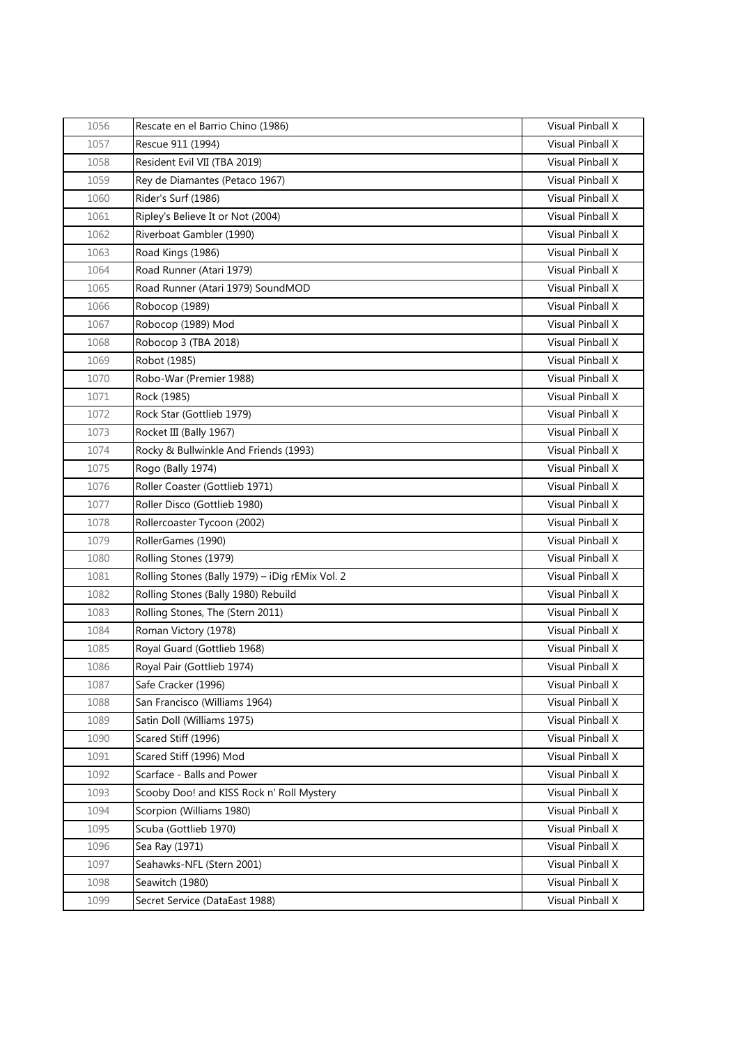| 1056 | Rescate en el Barrio Chino (1986) | Visual Pinball X |
|---|---|---|
| 1057 | Rescue 911 (1994) | Visual Pinball X |
| 1058 | Resident Evil VII (TBA 2019) | Visual Pinball X |
| 1059 | Rey de Diamantes (Petaco 1967) | Visual Pinball X |
| 1060 | Rider's Surf (1986) | Visual Pinball X |
| 1061 | Ripley's Believe It or Not (2004) | Visual Pinball X |
| 1062 | Riverboat Gambler (1990) | Visual Pinball X |
| 1063 | Road Kings (1986) | Visual Pinball X |
| 1064 | Road Runner (Atari 1979) | Visual Pinball X |
| 1065 | Road Runner (Atari 1979) SoundMOD | Visual Pinball X |
| 1066 | Robocop (1989) | Visual Pinball X |
| 1067 | Robocop (1989) Mod | Visual Pinball X |
| 1068 | Robocop 3 (TBA 2018) | Visual Pinball X |
| 1069 | Robot (1985) | Visual Pinball X |
| 1070 | Robo-War (Premier 1988) | Visual Pinball X |
| 1071 | Rock (1985) | Visual Pinball X |
| 1072 | Rock Star (Gottlieb 1979) | Visual Pinball X |
| 1073 | Rocket III (Bally 1967) | Visual Pinball X |
| 1074 | Rocky & Bullwinkle And Friends (1993) | Visual Pinball X |
| 1075 | Rogo (Bally 1974) | Visual Pinball X |
| 1076 | Roller Coaster (Gottlieb 1971) | Visual Pinball X |
| 1077 | Roller Disco (Gottlieb 1980) | Visual Pinball X |
| 1078 | Rollercoaster Tycoon (2002) | Visual Pinball X |
| 1079 | RollerGames (1990) | Visual Pinball X |
| 1080 | Rolling Stones (1979) | Visual Pinball X |
| 1081 | Rolling Stones (Bally 1979) – iDig rEMix Vol. 2 | Visual Pinball X |
| 1082 | Rolling Stones (Bally 1980) Rebuild | Visual Pinball X |
| 1083 | Rolling Stones, The (Stern 2011) | Visual Pinball X |
| 1084 | Roman Victory (1978) | Visual Pinball X |
| 1085 | Royal Guard (Gottlieb 1968) | Visual Pinball X |
| 1086 | Royal Pair (Gottlieb 1974) | Visual Pinball X |
| 1087 | Safe Cracker (1996) | Visual Pinball X |
| 1088 | San Francisco (Williams 1964) | Visual Pinball X |
| 1089 | Satin Doll (Williams 1975) | Visual Pinball X |
| 1090 | Scared Stiff (1996) | Visual Pinball X |
| 1091 | Scared Stiff (1996) Mod | Visual Pinball X |
| 1092 | Scarface - Balls and Power | Visual Pinball X |
| 1093 | Scooby Doo! and KISS Rock n' Roll Mystery | Visual Pinball X |
| 1094 | Scorpion (Williams 1980) | Visual Pinball X |
| 1095 | Scuba (Gottlieb 1970) | Visual Pinball X |
| 1096 | Sea Ray (1971) | Visual Pinball X |
| 1097 | Seahawks-NFL (Stern 2001) | Visual Pinball X |
| 1098 | Seawitch (1980) | Visual Pinball X |
| 1099 | Secret Service (DataEast 1988) | Visual Pinball X |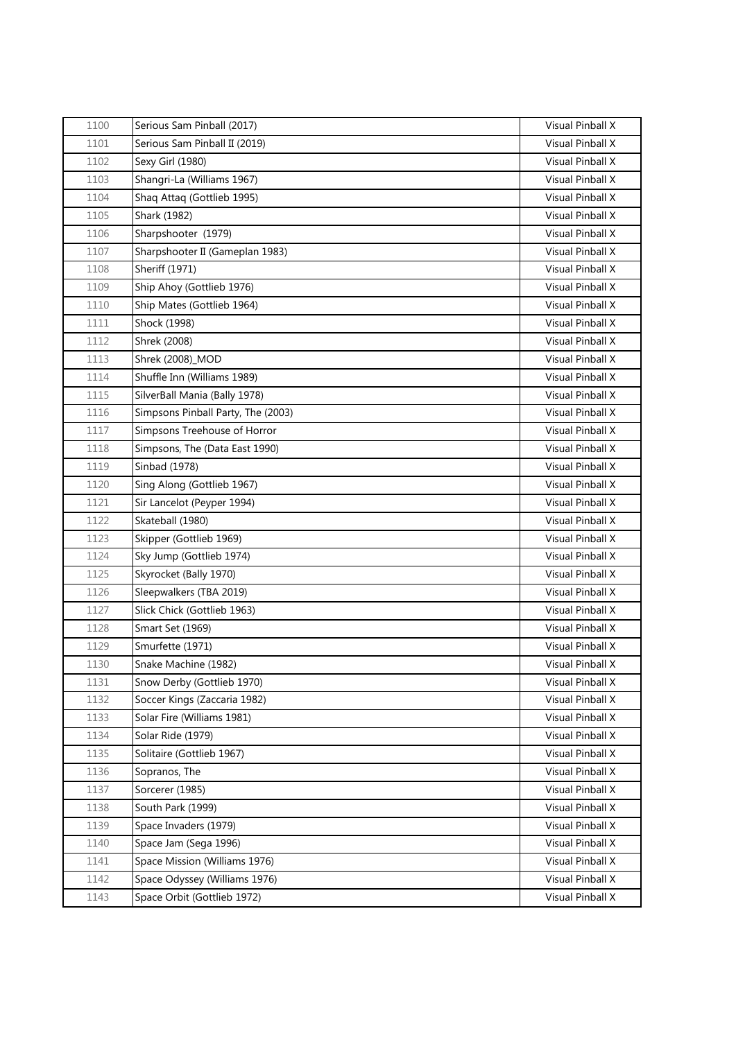| 1100 | Serious Sam Pinball (2017) | Visual Pinball X |
|---|---|---|
| 1101 | Serious Sam Pinball II (2019) | Visual Pinball X |
| 1102 | Sexy Girl (1980) | Visual Pinball X |
| 1103 | Shangri-La (Williams 1967) | Visual Pinball X |
| 1104 | Shaq Attaq (Gottlieb 1995) | Visual Pinball X |
| 1105 | Shark (1982) | Visual Pinball X |
| 1106 | Sharpshooter  (1979) | Visual Pinball X |
| 1107 | Sharpshooter II (Gameplan 1983) | Visual Pinball X |
| 1108 | Sheriff (1971) | Visual Pinball X |
| 1109 | Ship Ahoy (Gottlieb 1976) | Visual Pinball X |
| 1110 | Ship Mates (Gottlieb 1964) | Visual Pinball X |
| 1111 | Shock (1998) | Visual Pinball X |
| 1112 | Shrek (2008) | Visual Pinball X |
| 1113 | Shrek (2008)_MOD | Visual Pinball X |
| 1114 | Shuffle Inn (Williams 1989) | Visual Pinball X |
| 1115 | SilverBall Mania (Bally 1978) | Visual Pinball X |
| 1116 | Simpsons Pinball Party, The (2003) | Visual Pinball X |
| 1117 | Simpsons Treehouse of Horror | Visual Pinball X |
| 1118 | Simpsons, The (Data East 1990) | Visual Pinball X |
| 1119 | Sinbad (1978) | Visual Pinball X |
| 1120 | Sing Along (Gottlieb 1967) | Visual Pinball X |
| 1121 | Sir Lancelot (Peyper 1994) | Visual Pinball X |
| 1122 | Skateball (1980) | Visual Pinball X |
| 1123 | Skipper (Gottlieb 1969) | Visual Pinball X |
| 1124 | Sky Jump (Gottlieb 1974) | Visual Pinball X |
| 1125 | Skyrocket (Bally 1970) | Visual Pinball X |
| 1126 | Sleepwalkers (TBA 2019) | Visual Pinball X |
| 1127 | Slick Chick (Gottlieb 1963) | Visual Pinball X |
| 1128 | Smart Set (1969) | Visual Pinball X |
| 1129 | Smurfette (1971) | Visual Pinball X |
| 1130 | Snake Machine (1982) | Visual Pinball X |
| 1131 | Snow Derby (Gottlieb 1970) | Visual Pinball X |
| 1132 | Soccer Kings (Zaccaria 1982) | Visual Pinball X |
| 1133 | Solar Fire (Williams 1981) | Visual Pinball X |
| 1134 | Solar Ride (1979) | Visual Pinball X |
| 1135 | Solitaire (Gottlieb 1967) | Visual Pinball X |
| 1136 | Sopranos, The | Visual Pinball X |
| 1137 | Sorcerer (1985) | Visual Pinball X |
| 1138 | South Park (1999) | Visual Pinball X |
| 1139 | Space Invaders (1979) | Visual Pinball X |
| 1140 | Space Jam (Sega 1996) | Visual Pinball X |
| 1141 | Space Mission (Williams 1976) | Visual Pinball X |
| 1142 | Space Odyssey (Williams 1976) | Visual Pinball X |
| 1143 | Space Orbit (Gottlieb 1972) | Visual Pinball X |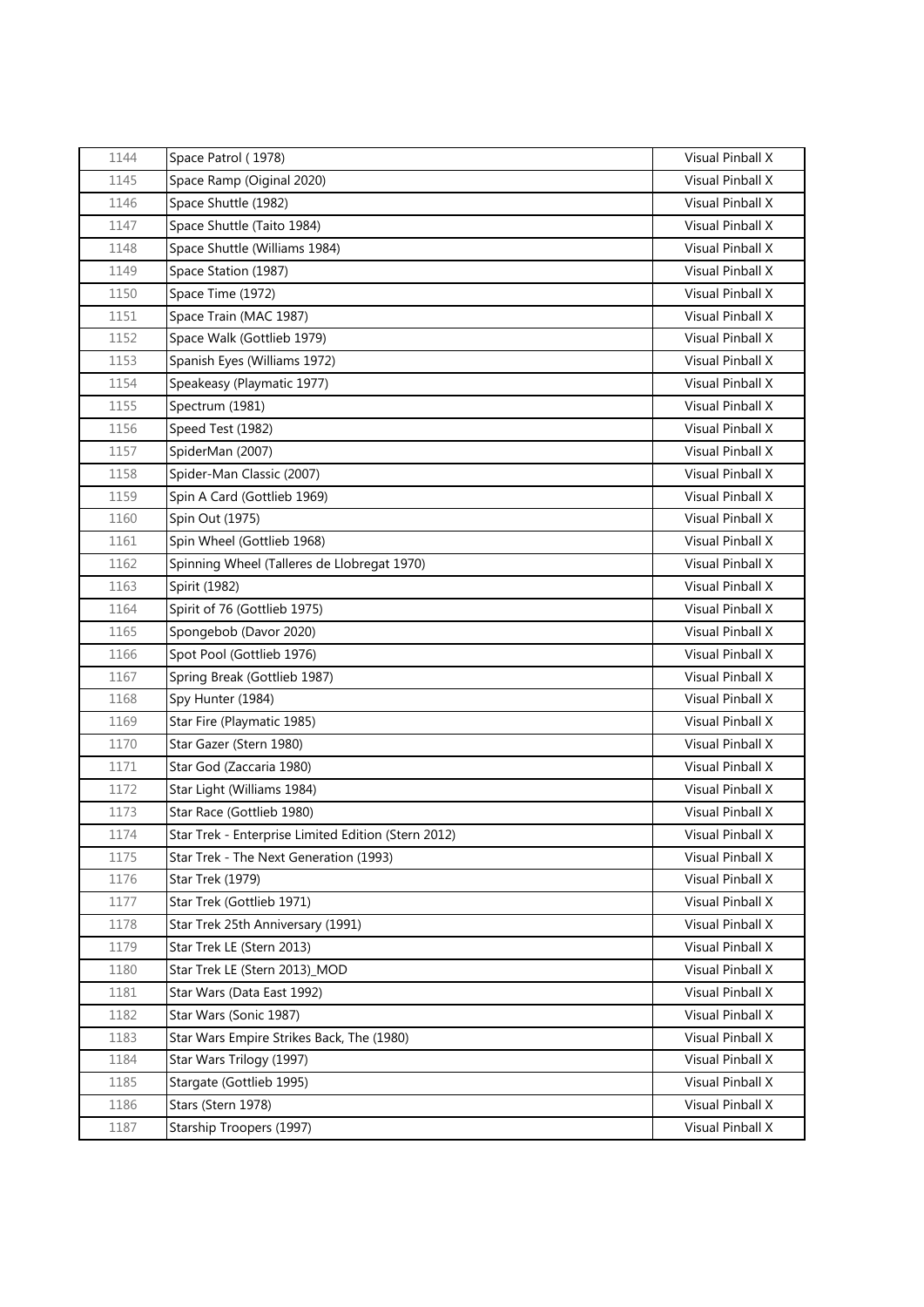| 1144 | Space Patrol ( 1978) | Visual Pinball X |
|---|---|---|
| 1145 | Space Ramp (Oiginal 2020) | Visual Pinball X |
| 1146 | Space Shuttle (1982) | Visual Pinball X |
| 1147 | Space Shuttle (Taito 1984) | Visual Pinball X |
| 1148 | Space Shuttle (Williams 1984) | Visual Pinball X |
| 1149 | Space Station (1987) | Visual Pinball X |
| 1150 | Space Time (1972) | Visual Pinball X |
| 1151 | Space Train (MAC 1987) | Visual Pinball X |
| 1152 | Space Walk (Gottlieb 1979) | Visual Pinball X |
| 1153 | Spanish Eyes (Williams 1972) | Visual Pinball X |
| 1154 | Speakeasy (Playmatic 1977) | Visual Pinball X |
| 1155 | Spectrum (1981) | Visual Pinball X |
| 1156 | Speed Test (1982) | Visual Pinball X |
| 1157 | SpiderMan (2007) | Visual Pinball X |
| 1158 | Spider-Man Classic (2007) | Visual Pinball X |
| 1159 | Spin A Card (Gottlieb 1969) | Visual Pinball X |
| 1160 | Spin Out (1975) | Visual Pinball X |
| 1161 | Spin Wheel (Gottlieb 1968) | Visual Pinball X |
| 1162 | Spinning Wheel (Talleres de Llobregat 1970) | Visual Pinball X |
| 1163 | Spirit (1982) | Visual Pinball X |
| 1164 | Spirit of 76 (Gottlieb 1975) | Visual Pinball X |
| 1165 | Spongebob (Davor 2020) | Visual Pinball X |
| 1166 | Spot Pool (Gottlieb 1976) | Visual Pinball X |
| 1167 | Spring Break (Gottlieb 1987) | Visual Pinball X |
| 1168 | Spy Hunter (1984) | Visual Pinball X |
| 1169 | Star Fire (Playmatic 1985) | Visual Pinball X |
| 1170 | Star Gazer (Stern 1980) | Visual Pinball X |
| 1171 | Star God (Zaccaria 1980) | Visual Pinball X |
| 1172 | Star Light (Williams 1984) | Visual Pinball X |
| 1173 | Star Race (Gottlieb 1980) | Visual Pinball X |
| 1174 | Star Trek - Enterprise Limited Edition (Stern 2012) | Visual Pinball X |
| 1175 | Star Trek - The Next Generation (1993) | Visual Pinball X |
| 1176 | Star Trek (1979) | Visual Pinball X |
| 1177 | Star Trek (Gottlieb 1971) | Visual Pinball X |
| 1178 | Star Trek 25th Anniversary (1991) | Visual Pinball X |
| 1179 | Star Trek LE (Stern 2013) | Visual Pinball X |
| 1180 | Star Trek LE (Stern 2013)_MOD | Visual Pinball X |
| 1181 | Star Wars (Data East 1992) | Visual Pinball X |
| 1182 | Star Wars (Sonic 1987) | Visual Pinball X |
| 1183 | Star Wars Empire Strikes Back, The (1980) | Visual Pinball X |
| 1184 | Star Wars Trilogy (1997) | Visual Pinball X |
| 1185 | Stargate (Gottlieb 1995) | Visual Pinball X |
| 1186 | Stars (Stern 1978) | Visual Pinball X |
| 1187 | Starship Troopers (1997) | Visual Pinball X |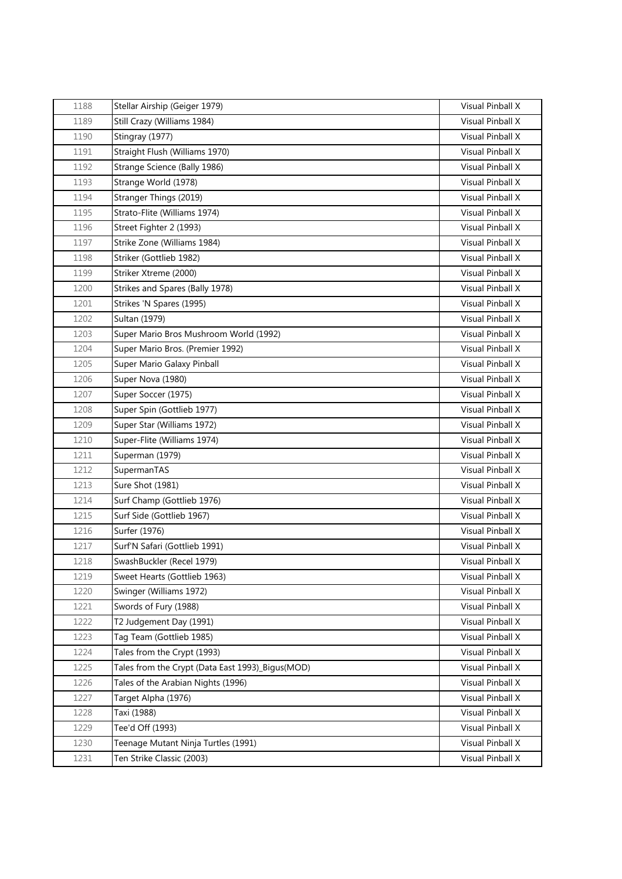| 1188 | Stellar Airship (Geiger 1979) | Visual Pinball X |
|---|---|---|
| 1189 | Still Crazy (Williams 1984) | Visual Pinball X |
| 1190 | Stingray (1977) | Visual Pinball X |
| 1191 | Straight Flush (Williams 1970) | Visual Pinball X |
| 1192 | Strange Science (Bally 1986) | Visual Pinball X |
| 1193 | Strange World (1978) | Visual Pinball X |
| 1194 | Stranger Things (2019) | Visual Pinball X |
| 1195 | Strato-Flite (Williams 1974) | Visual Pinball X |
| 1196 | Street Fighter 2 (1993) | Visual Pinball X |
| 1197 | Strike Zone (Williams 1984) | Visual Pinball X |
| 1198 | Striker (Gottlieb 1982) | Visual Pinball X |
| 1199 | Striker Xtreme (2000) | Visual Pinball X |
| 1200 | Strikes and Spares (Bally 1978) | Visual Pinball X |
| 1201 | Strikes 'N Spares (1995) | Visual Pinball X |
| 1202 | Sultan (1979) | Visual Pinball X |
| 1203 | Super Mario Bros Mushroom World (1992) | Visual Pinball X |
| 1204 | Super Mario Bros. (Premier 1992) | Visual Pinball X |
| 1205 | Super Mario Galaxy Pinball | Visual Pinball X |
| 1206 | Super Nova (1980) | Visual Pinball X |
| 1207 | Super Soccer (1975) | Visual Pinball X |
| 1208 | Super Spin (Gottlieb 1977) | Visual Pinball X |
| 1209 | Super Star (Williams 1972) | Visual Pinball X |
| 1210 | Super-Flite (Williams 1974) | Visual Pinball X |
| 1211 | Superman (1979) | Visual Pinball X |
| 1212 | SupermanTAS | Visual Pinball X |
| 1213 | Sure Shot (1981) | Visual Pinball X |
| 1214 | Surf Champ (Gottlieb 1976) | Visual Pinball X |
| 1215 | Surf Side (Gottlieb 1967) | Visual Pinball X |
| 1216 | Surfer (1976) | Visual Pinball X |
| 1217 | Surf'N Safari (Gottlieb 1991) | Visual Pinball X |
| 1218 | SwashBuckler (Recel 1979) | Visual Pinball X |
| 1219 | Sweet Hearts (Gottlieb 1963) | Visual Pinball X |
| 1220 | Swinger (Williams 1972) | Visual Pinball X |
| 1221 | Swords of Fury (1988) | Visual Pinball X |
| 1222 | T2 Judgement Day (1991) | Visual Pinball X |
| 1223 | Tag Team (Gottlieb 1985) | Visual Pinball X |
| 1224 | Tales from the Crypt (1993) | Visual Pinball X |
| 1225 | Tales from the Crypt (Data East 1993)_Bigus(MOD) | Visual Pinball X |
| 1226 | Tales of the Arabian Nights (1996) | Visual Pinball X |
| 1227 | Target Alpha (1976) | Visual Pinball X |
| 1228 | Taxi (1988) | Visual Pinball X |
| 1229 | Tee'd Off (1993) | Visual Pinball X |
| 1230 | Teenage Mutant Ninja Turtles (1991) | Visual Pinball X |
| 1231 | Ten Strike Classic (2003) | Visual Pinball X |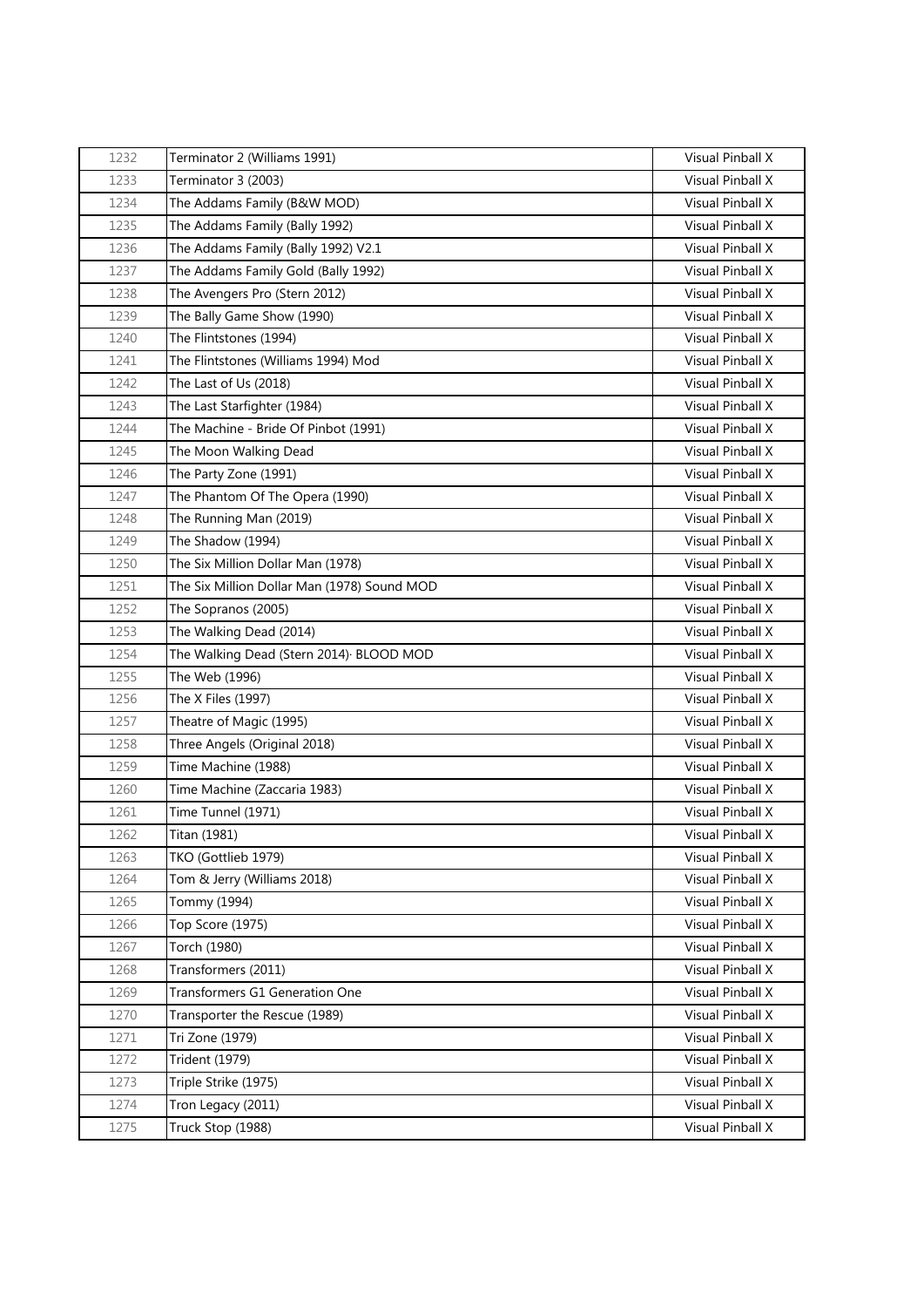| 1232 | Terminator 2 (Williams 1991) | Visual Pinball X |
|---|---|---|
| 1233 | Terminator 3 (2003) | Visual Pinball X |
| 1234 | The Addams Family (B&W MOD) | Visual Pinball X |
| 1235 | The Addams Family (Bally 1992) | Visual Pinball X |
| 1236 | The Addams Family (Bally 1992) V2.1 | Visual Pinball X |
| 1237 | The Addams Family Gold (Bally 1992) | Visual Pinball X |
| 1238 | The Avengers Pro (Stern 2012) | Visual Pinball X |
| 1239 | The Bally Game Show (1990) | Visual Pinball X |
| 1240 | The Flintstones (1994) | Visual Pinball X |
| 1241 | The Flintstones (Williams 1994) Mod | Visual Pinball X |
| 1242 | The Last of Us (2018) | Visual Pinball X |
| 1243 | The Last Starfighter (1984) | Visual Pinball X |
| 1244 | The Machine - Bride Of Pinbot (1991) | Visual Pinball X |
| 1245 | The Moon Walking Dead | Visual Pinball X |
| 1246 | The Party Zone (1991) | Visual Pinball X |
| 1247 | The Phantom Of The Opera (1990) | Visual Pinball X |
| 1248 | The Running Man (2019) | Visual Pinball X |
| 1249 | The Shadow (1994) | Visual Pinball X |
| 1250 | The Six Million Dollar Man (1978) | Visual Pinball X |
| 1251 | The Six Million Dollar Man (1978) Sound MOD | Visual Pinball X |
| 1252 | The Sopranos (2005) | Visual Pinball X |
| 1253 | The Walking Dead (2014) | Visual Pinball X |
| 1254 | The Walking Dead (Stern 2014)· BLOOD MOD | Visual Pinball X |
| 1255 | The Web (1996) | Visual Pinball X |
| 1256 | The X Files (1997) | Visual Pinball X |
| 1257 | Theatre of Magic (1995) | Visual Pinball X |
| 1258 | Three Angels (Original 2018) | Visual Pinball X |
| 1259 | Time Machine (1988) | Visual Pinball X |
| 1260 | Time Machine (Zaccaria 1983) | Visual Pinball X |
| 1261 | Time Tunnel (1971) | Visual Pinball X |
| 1262 | Titan (1981) | Visual Pinball X |
| 1263 | TKO (Gottlieb 1979) | Visual Pinball X |
| 1264 | Tom & Jerry (Williams 2018) | Visual Pinball X |
| 1265 | Tommy (1994) | Visual Pinball X |
| 1266 | Top Score (1975) | Visual Pinball X |
| 1267 | Torch (1980) | Visual Pinball X |
| 1268 | Transformers (2011) | Visual Pinball X |
| 1269 | Transformers G1 Generation One | Visual Pinball X |
| 1270 | Transporter the Rescue (1989) | Visual Pinball X |
| 1271 | Tri Zone (1979) | Visual Pinball X |
| 1272 | Trident (1979) | Visual Pinball X |
| 1273 | Triple Strike (1975) | Visual Pinball X |
| 1274 | Tron Legacy (2011) | Visual Pinball X |
| 1275 | Truck Stop (1988) | Visual Pinball X |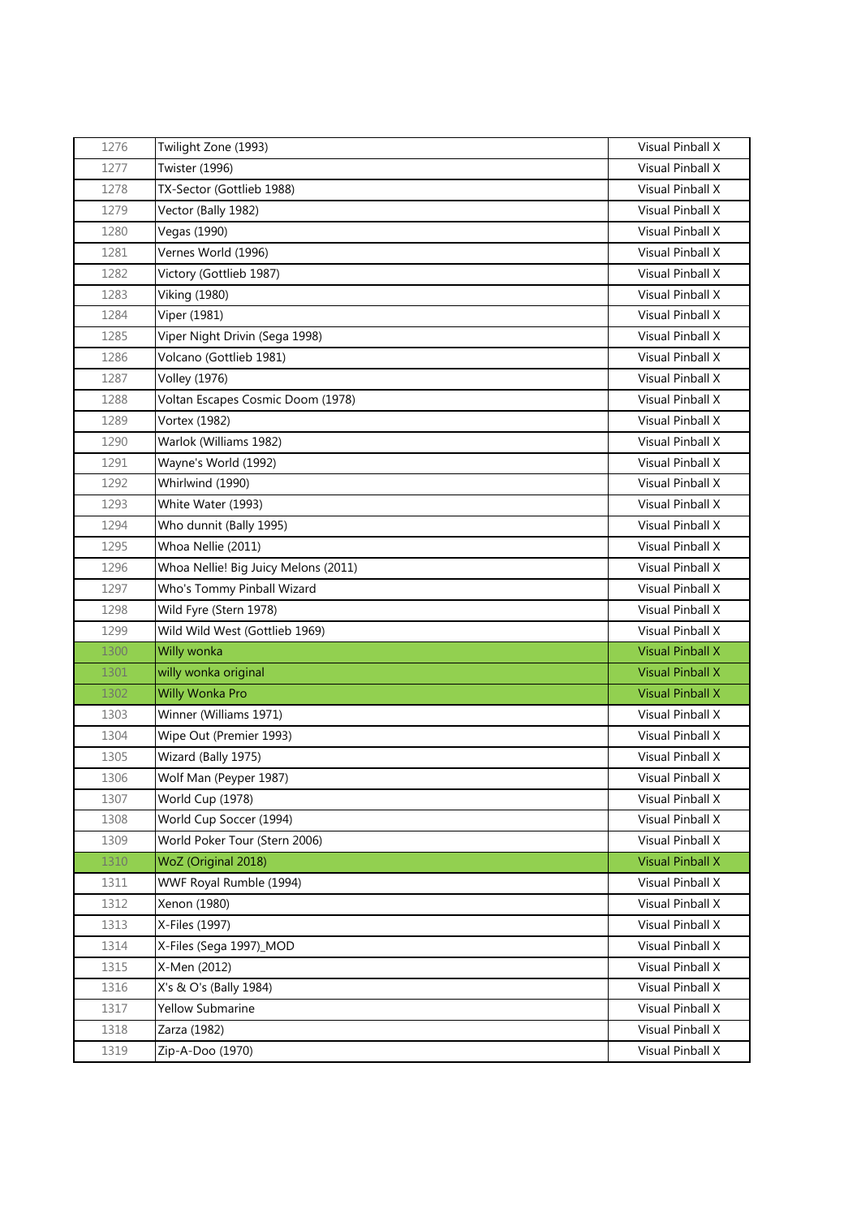| | | |
|---|---|---|
| 1276 | Twilight Zone (1993) | Visual Pinball X |
| 1277 | Twister (1996) | Visual Pinball X |
| 1278 | TX-Sector (Gottlieb 1988) | Visual Pinball X |
| 1279 | Vector (Bally 1982) | Visual Pinball X |
| 1280 | Vegas (1990) | Visual Pinball X |
| 1281 | Vernes World (1996) | Visual Pinball X |
| 1282 | Victory (Gottlieb 1987) | Visual Pinball X |
| 1283 | Viking (1980) | Visual Pinball X |
| 1284 | Viper (1981) | Visual Pinball X |
| 1285 | Viper Night Drivin (Sega 1998) | Visual Pinball X |
| 1286 | Volcano (Gottlieb 1981) | Visual Pinball X |
| 1287 | Volley (1976) | Visual Pinball X |
| 1288 | Voltan Escapes Cosmic Doom (1978) | Visual Pinball X |
| 1289 | Vortex (1982) | Visual Pinball X |
| 1290 | Warlok (Williams 1982) | Visual Pinball X |
| 1291 | Wayne's World (1992) | Visual Pinball X |
| 1292 | Whirlwind (1990) | Visual Pinball X |
| 1293 | White Water (1993) | Visual Pinball X |
| 1294 | Who dunnit (Bally 1995) | Visual Pinball X |
| 1295 | Whoa Nellie (2011) | Visual Pinball X |
| 1296 | Whoa Nellie! Big Juicy Melons (2011) | Visual Pinball X |
| 1297 | Who's Tommy Pinball Wizard | Visual Pinball X |
| 1298 | Wild Fyre (Stern 1978) | Visual Pinball X |
| 1299 | Wild Wild West (Gottlieb 1969) | Visual Pinball X |
| 1300 | Willy wonka | Visual Pinball X |
| 1301 | willy wonka original | Visual Pinball X |
| 1302 | Willy Wonka Pro | Visual Pinball X |
| 1303 | Winner (Williams 1971) | Visual Pinball X |
| 1304 | Wipe Out (Premier 1993) | Visual Pinball X |
| 1305 | Wizard (Bally 1975) | Visual Pinball X |
| 1306 | Wolf Man (Peyper 1987) | Visual Pinball X |
| 1307 | World Cup (1978) | Visual Pinball X |
| 1308 | World Cup Soccer (1994) | Visual Pinball X |
| 1309 | World Poker Tour (Stern 2006) | Visual Pinball X |
| 1310 | WoZ (Original 2018) | Visual Pinball X |
| 1311 | WWF Royal Rumble (1994) | Visual Pinball X |
| 1312 | Xenon (1980) | Visual Pinball X |
| 1313 | X-Files (1997) | Visual Pinball X |
| 1314 | X-Files (Sega 1997)_MOD | Visual Pinball X |
| 1315 | X-Men (2012) | Visual Pinball X |
| 1316 | X's & O's (Bally 1984) | Visual Pinball X |
| 1317 | Yellow Submarine | Visual Pinball X |
| 1318 | Zarza (1982) | Visual Pinball X |
| 1319 | Zip-A-Doo (1970) | Visual Pinball X |